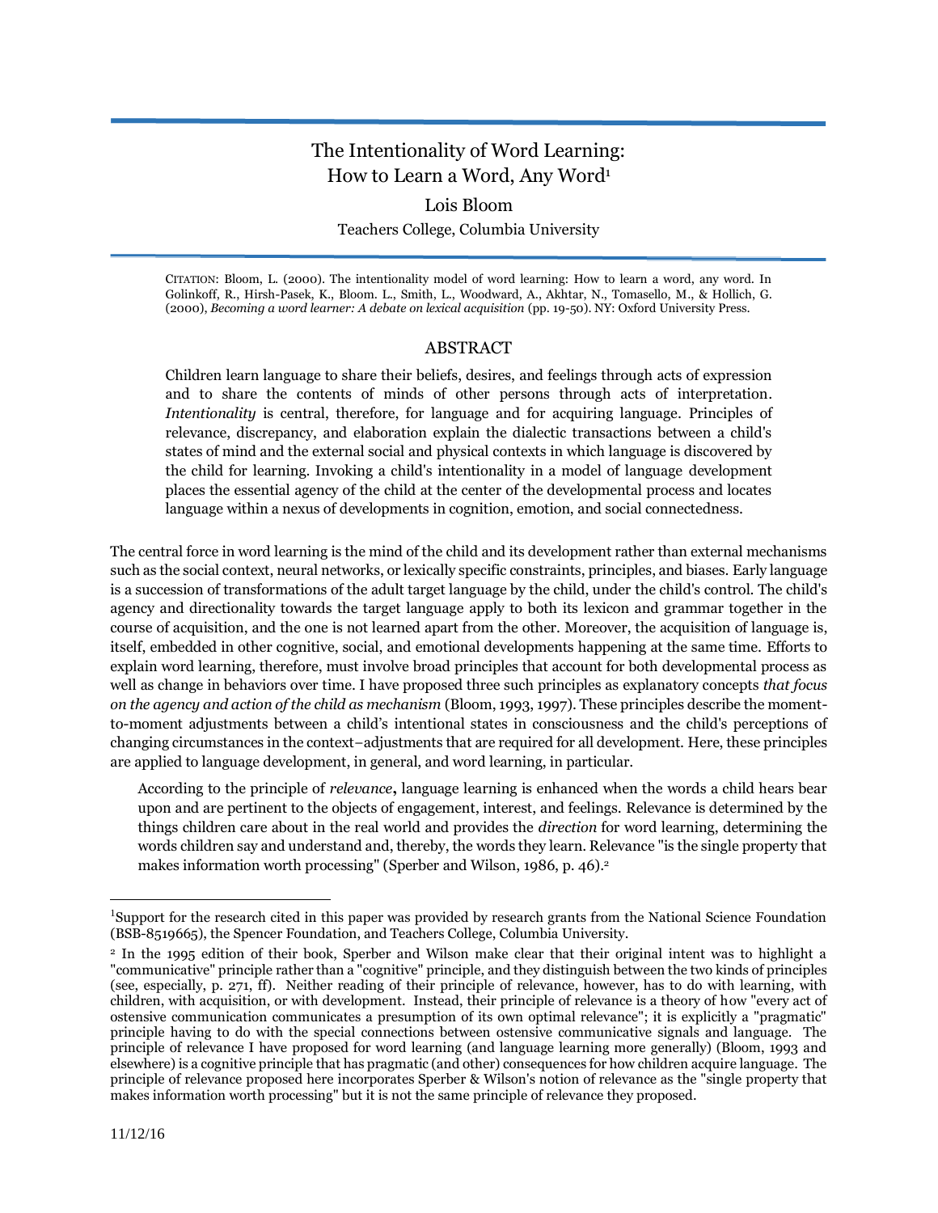# The Intentionality of Word Learning: How to Learn a Word, Any Word[1]

Lois Bloom

Teachers College, Columbia University

CITATION: Bloom, L. (2000). The intentionality model of word learning: How to learn a word, any word. In Golinkoff, R., Hirsh-Pasek, K., Bloom. L., Smith, L., Woodward, A., Akhtar, N., Tomasello, M., & Hollich, G. (2000), *Becoming a word learner: A debate on lexical acquisition* (pp. 19-50). NY: Oxford University Press.

## ABSTRACT

Children learn language to share their beliefs, desires, and feelings through acts of expression and to share the contents of minds of other persons through acts of interpretation. *Intentionality* is central, therefore, for language and for acquiring language. Principles of relevance, discrepancy, and elaboration explain the dialectic transactions between a child's states of mind and the external social and physical contexts in which language is discovered by the child for learning. Invoking a child's intentionality in a model of language development places the essential agency of the child at the center of the developmental process and locates language within a nexus of developments in cognition, emotion, and social connectedness.

The central force in word learning is the mind of the child and its development rather than external mechanisms such as the social context, neural networks, or lexically specific constraints, principles, and biases. Early language is a succession of transformations of the adult target language by the child, under the child's control. The child's agency and directionality towards the target language apply to both its lexicon and grammar together in the course of acquisition, and the one is not learned apart from the other. Moreover, the acquisition of language is, itself, embedded in other cognitive, social, and emotional developments happening at the same time. Efforts to explain word learning, therefore, must involve broad principles that account for both developmental process as well as change in behaviors over time. I have proposed three such principles as explanatory concepts *that focus on the agency and action of the child as mechanism* (Bloom, 1993, 1997). These principles describe the moment-to-moment adjustments between a child's intentional states in consciousness and the child's perceptions of changing circumstances in the context–adjustments that are required for all development. Here, these principles are applied to language development, in general, and word learning, in particular.

According to the principle of *relevance*, language learning is enhanced when the words a child hears bear upon and are pertinent to the objects of engagement, interest, and feelings. Relevance is determined by the things children care about in the real world and provides the *direction* for word learning, determining the words children say and understand and, thereby, the words they learn. Relevance "is the single property that makes information worth processing" (Sperber and Wilson, 1986, p. 46).[2]

---

[1] Support for the research cited in this paper was provided by research grants from the National Science Foundation (BSB-8519665), the Spencer Foundation, and Teachers College, Columbia University.

[2] In the 1995 edition of their book, Sperber and Wilson make clear that their original intent was to highlight a "communicative" principle rather than a "cognitive" principle, and they distinguish between the two kinds of principles (see, especially, p. 271, ff). Neither reading of their principle of relevance, however, has to do with learning, with children, with acquisition, or with development. Instead, their principle of relevance is a theory of how "every act of ostensive communication communicates a presumption of its own optimal relevance"; it is explicitly a "pragmatic" principle having to do with the special connections between ostensive communicative signals and language. The principle of relevance I have proposed for word learning (and language learning more generally) (Bloom, 1993 and elsewhere) is a cognitive principle that has pragmatic (and other) consequences for how children acquire language. The principle of relevance proposed here incorporates Sperber & Wilson's notion of relevance as the "single property that makes information worth processing" but it is not the same principle of relevance they proposed.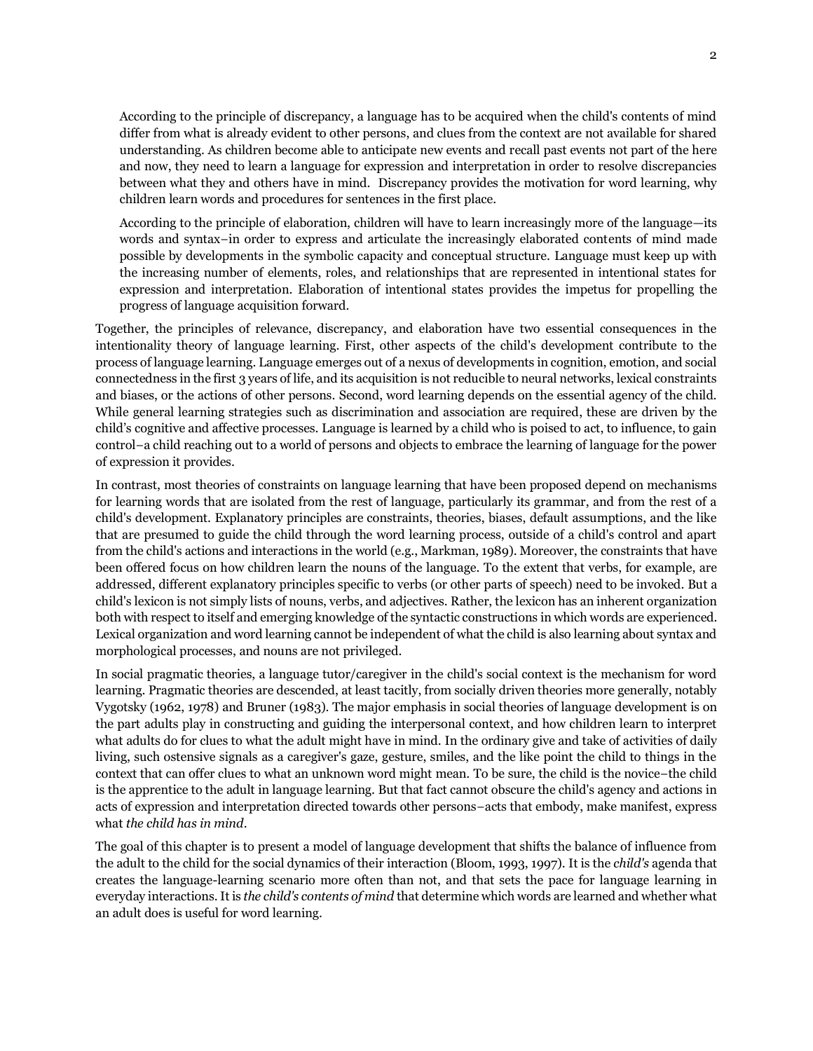> According to the principle of discrepancy, a language has to be acquired when the child's contents of mind differ from what is already evident to other persons, and clues from the context are not available for shared understanding. As children become able to anticipate new events and recall past events not part of the here and now, they need to learn a language for expression and interpretation in order to resolve discrepancies between what they and others have in mind. Discrepancy provides the motivation for word learning, why children learn words and procedures for sentences in the first place.
>
> According to the principle of elaboration, children will have to learn increasingly more of the language—its words and syntax–in order to express and articulate the increasingly elaborated contents of mind made possible by developments in the symbolic capacity and conceptual structure. Language must keep up with the increasing number of elements, roles, and relationships that are represented in intentional states for expression and interpretation. Elaboration of intentional states provides the impetus for propelling the progress of language acquisition forward.

Together, the principles of relevance, discrepancy, and elaboration have two essential consequences in the intentionality theory of language learning. First, other aspects of the child's development contribute to the process of language learning. Language emerges out of a nexus of developments in cognition, emotion, and social connectedness in the first 3 years of life, and its acquisition is not reducible to neural networks, lexical constraints and biases, or the actions of other persons. Second, word learning depends on the essential agency of the child. While general learning strategies such as discrimination and association are required, these are driven by the child's cognitive and affective processes. Language is learned by a child who is poised to act, to influence, to gain control–a child reaching out to a world of persons and objects to embrace the learning of language for the power of expression it provides.

In contrast, most theories of constraints on language learning that have been proposed depend on mechanisms for learning words that are isolated from the rest of language, particularly its grammar, and from the rest of a child's development. Explanatory principles are constraints, theories, biases, default assumptions, and the like that are presumed to guide the child through the word learning process, outside of a child's control and apart from the child's actions and interactions in the world (e.g., Markman, 1989). Moreover, the constraints that have been offered focus on how children learn the nouns of the language. To the extent that verbs, for example, are addressed, different explanatory principles specific to verbs (or other parts of speech) need to be invoked. But a child's lexicon is not simply lists of nouns, verbs, and adjectives. Rather, the lexicon has an inherent organization both with respect to itself and emerging knowledge of the syntactic constructions in which words are experienced. Lexical organization and word learning cannot be independent of what the child is also learning about syntax and morphological processes, and nouns are not privileged.

In social pragmatic theories, a language tutor/caregiver in the child's social context is the mechanism for word learning. Pragmatic theories are descended, at least tacitly, from socially driven theories more generally, notably Vygotsky (1962, 1978) and Bruner (1983). The major emphasis in social theories of language development is on the part adults play in constructing and guiding the interpersonal context, and how children learn to interpret what adults do for clues to what the adult might have in mind. In the ordinary give and take of activities of daily living, such ostensive signals as a caregiver's gaze, gesture, smiles, and the like point the child to things in the context that can offer clues to what an unknown word might mean. To be sure, the child is the novice–the child is the apprentice to the adult in language learning. But that fact cannot obscure the child's agency and actions in acts of expression and interpretation directed towards other persons–acts that embody, make manifest, express what *the child has in mind*.

The goal of this chapter is to present a model of language development that shifts the balance of influence from the adult to the child for the social dynamics of their interaction (Bloom, 1993, 1997). It is the *child's* agenda that creates the language-learning scenario more often than not, and that sets the pace for language learning in everyday interactions. It is *the child's contents of mind* that determine which words are learned and whether what an adult does is useful for word learning.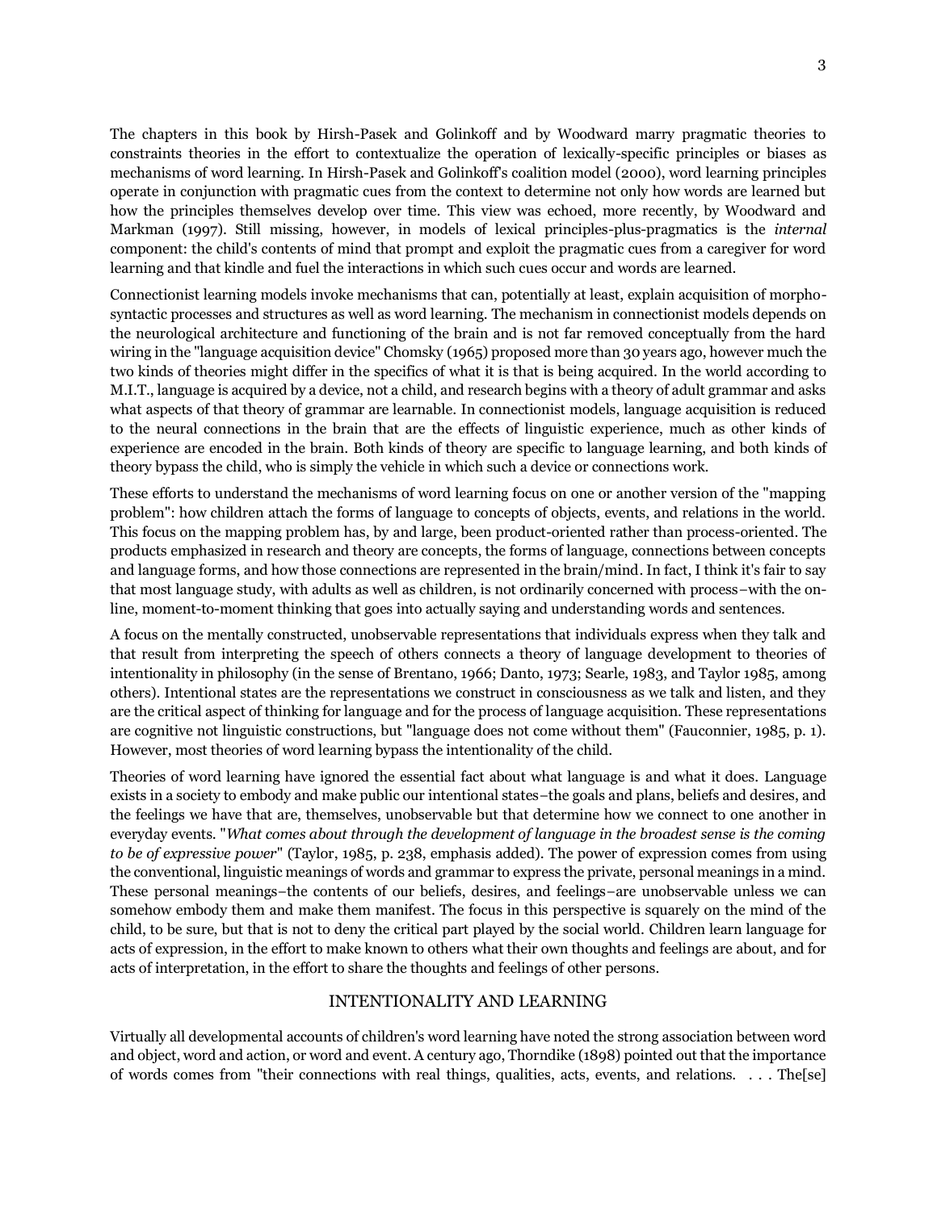The chapters in this book by Hirsh-Pasek and Golinkoff and by Woodward marry pragmatic theories to constraints theories in the effort to contextualize the operation of lexically-specific principles or biases as mechanisms of word learning. In Hirsh-Pasek and Golinkoff's coalition model (2000), word learning principles operate in conjunction with pragmatic cues from the context to determine not only how words are learned but how the principles themselves develop over time. This view was echoed, more recently, by Woodward and Markman (1997). Still missing, however, in models of lexical principles-plus-pragmatics is the *internal* component: the child's contents of mind that prompt and exploit the pragmatic cues from a caregiver for word learning and that kindle and fuel the interactions in which such cues occur and words are learned.

Connectionist learning models invoke mechanisms that can, potentially at least, explain acquisition of morpho-syntactic processes and structures as well as word learning. The mechanism in connectionist models depends on the neurological architecture and functioning of the brain and is not far removed conceptually from the hard wiring in the "language acquisition device" Chomsky (1965) proposed more than 30 years ago, however much the two kinds of theories might differ in the specifics of what it is that is being acquired. In the world according to M.I.T., language is acquired by a device, not a child, and research begins with a theory of adult grammar and asks what aspects of that theory of grammar are learnable. In connectionist models, language acquisition is reduced to the neural connections in the brain that are the effects of linguistic experience, much as other kinds of experience are encoded in the brain. Both kinds of theory are specific to language learning, and both kinds of theory bypass the child, who is simply the vehicle in which such a device or connections work.

These efforts to understand the mechanisms of word learning focus on one or another version of the "mapping problem": how children attach the forms of language to concepts of objects, events, and relations in the world. This focus on the mapping problem has, by and large, been product-oriented rather than process-oriented. The products emphasized in research and theory are concepts, the forms of language, connections between concepts and language forms, and how those connections are represented in the brain/mind. In fact, I think it's fair to say that most language study, with adults as well as children, is not ordinarily concerned with process–with the on-line, moment-to-moment thinking that goes into actually saying and understanding words and sentences.

A focus on the mentally constructed, unobservable representations that individuals express when they talk and that result from interpreting the speech of others connects a theory of language development to theories of intentionality in philosophy (in the sense of Brentano, 1966; Danto, 1973; Searle, 1983, and Taylor 1985, among others). Intentional states are the representations we construct in consciousness as we talk and listen, and they are the critical aspect of thinking for language and for the process of language acquisition. These representations are cognitive not linguistic constructions, but "language does not come without them" (Fauconnier, 1985, p. 1). However, most theories of word learning bypass the intentionality of the child.

Theories of word learning have ignored the essential fact about what language is and what it does. Language exists in a society to embody and make public our intentional states–the goals and plans, beliefs and desires, and the feelings we have that are, themselves, unobservable but that determine how we connect to one another in everyday events. "*What comes about through the development of language in the broadest sense is the coming to be of expressive power*" (Taylor, 1985, p. 238, emphasis added). The power of expression comes from using the conventional, linguistic meanings of words and grammar to express the private, personal meanings in a mind. These personal meanings–the contents of our beliefs, desires, and feelings–are unobservable unless we can somehow embody them and make them manifest. The focus in this perspective is squarely on the mind of the child, to be sure, but that is not to deny the critical part played by the social world. Children learn language for acts of expression, in the effort to make known to others what their own thoughts and feelings are about, and for acts of interpretation, in the effort to share the thoughts and feelings of other persons.

## INTENTIONALITY AND LEARNING

Virtually all developmental accounts of children's word learning have noted the strong association between word and object, word and action, or word and event. A century ago, Thorndike (1898) pointed out that the importance of words comes from "their connections with real things, qualities, acts, events, and relations. . . . The[se]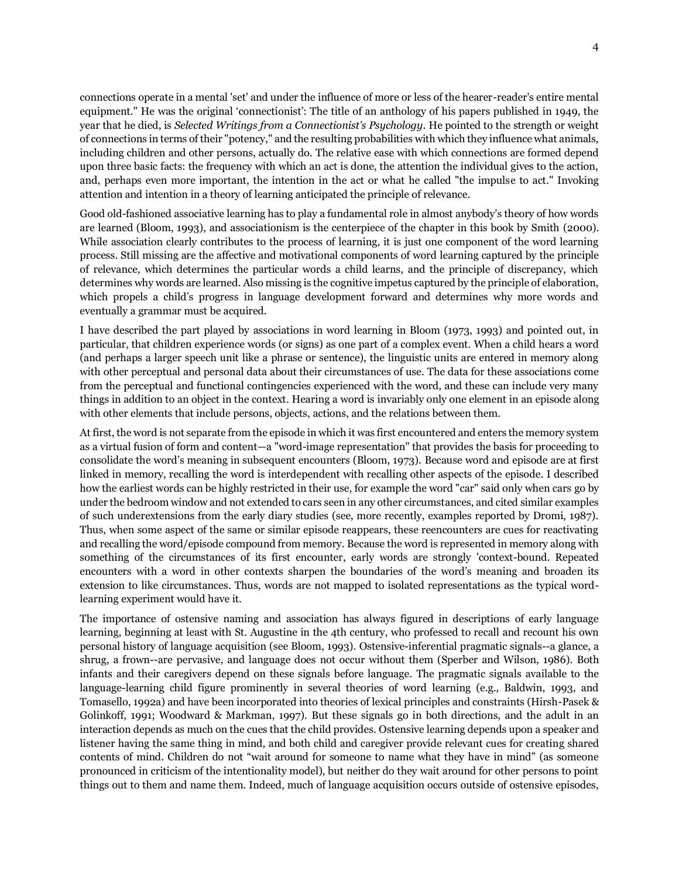connections operate in a mental 'set' and under the influence of more or less of the hearer-reader's entire mental equipment." He was the original 'connectionist': The title of an anthology of his papers published in 1949, the year that he died, is *Selected Writings from a Connectionist's Psychology*. He pointed to the strength or weight of connections in terms of their "potency," and the resulting probabilities with which they influence what animals, including children and other persons, actually do. The relative ease with which connections are formed depend upon three basic facts: the frequency with which an act is done, the attention the individual gives to the action, and, perhaps even more important, the intention in the act or what he called "the impulse to act." Invoking attention and intention in a theory of learning anticipated the principle of relevance.

Good old-fashioned associative learning has to play a fundamental role in almost anybody's theory of how words are learned (Bloom, 1993), and associationism is the centerpiece of the chapter in this book by Smith (2000). While association clearly contributes to the process of learning, it is just one component of the word learning process. Still missing are the affective and motivational components of word learning captured by the principle of relevance, which determines the particular words a child learns, and the principle of discrepancy, which determines why words are learned. Also missing is the cognitive impetus captured by the principle of elaboration, which propels a child's progress in language development forward and determines why more words and eventually a grammar must be acquired.

I have described the part played by associations in word learning in Bloom (1973, 1993) and pointed out, in particular, that children experience words (or signs) as one part of a complex event. When a child hears a word (and perhaps a larger speech unit like a phrase or sentence), the linguistic units are entered in memory along with other perceptual and personal data about their circumstances of use. The data for these associations come from the perceptual and functional contingencies experienced with the word, and these can include very many things in addition to an object in the context. Hearing a word is invariably only one element in an episode along with other elements that include persons, objects, actions, and the relations between them.

At first, the word is not separate from the episode in which it was first encountered and enters the memory system as a virtual fusion of form and content—a "word-image representation" that provides the basis for proceeding to consolidate the word's meaning in subsequent encounters (Bloom, 1973). Because word and episode are at first linked in memory, recalling the word is interdependent with recalling other aspects of the episode. I described how the earliest words can be highly restricted in their use, for example the word "car" said only when cars go by under the bedroom window and not extended to cars seen in any other circumstances, and cited similar examples of such underextensions from the early diary studies (see, more recently, examples reported by Dromi, 1987). Thus, when some aspect of the same or similar episode reappears, these reencounters are cues for reactivating and recalling the word/episode compound from memory. Because the word is represented in memory along with something of the circumstances of its first encounter, early words are strongly 'context-bound. Repeated encounters with a word in other contexts sharpen the boundaries of the word's meaning and broaden its extension to like circumstances. Thus, words are not mapped to isolated representations as the typical word-learning experiment would have it.

The importance of ostensive naming and association has always figured in descriptions of early language learning, beginning at least with St. Augustine in the 4th century, who professed to recall and recount his own personal history of language acquisition (see Bloom, 1993). Ostensive-inferential pragmatic signals--a glance, a shrug, a frown--are pervasive, and language does not occur without them (Sperber and Wilson, 1986). Both infants and their caregivers depend on these signals before language. The pragmatic signals available to the language-learning child figure prominently in several theories of word learning (e.g., Baldwin, 1993, and Tomasello, 1992a) and have been incorporated into theories of lexical principles and constraints (Hirsh-Pasek & Golinkoff, 1991; Woodward & Markman, 1997). But these signals go in both directions, and the adult in an interaction depends as much on the cues that the child provides. Ostensive learning depends upon a speaker and listener having the same thing in mind, and both child and caregiver provide relevant cues for creating shared contents of mind. Children do not "wait around for someone to name what they have in mind" (as someone pronounced in criticism of the intentionality model), but neither do they wait around for other persons to point things out to them and name them. Indeed, much of language acquisition occurs outside of ostensive episodes,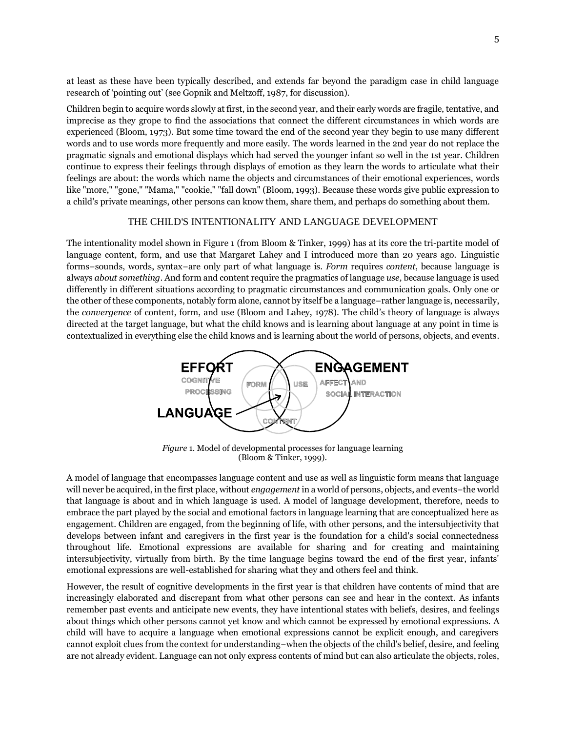at least as these have been typically described, and extends far beyond the paradigm case in child language research of 'pointing out' (see Gopnik and Meltzoff, 1987, for discussion).

Children begin to acquire words slowly at first, in the second year, and their early words are fragile, tentative, and imprecise as they grope to find the associations that connect the different circumstances in which words are experienced (Bloom, 1973). But some time toward the end of the second year they begin to use many different words and to use words more frequently and more easily. The words learned in the 2nd year do not replace the pragmatic signals and emotional displays which had served the younger infant so well in the 1st year. Children continue to express their feelings through displays of emotion as they learn the words to articulate what their feelings are about: the words which name the objects and circumstances of their emotional experiences, words like "more," "gone," "Mama," "cookie," "fall down" (Bloom, 1993). Because these words give public expression to a child's private meanings, other persons can know them, share them, and perhaps do something about them.

## THE CHILD'S INTENTIONALITY AND LANGUAGE DEVELOPMENT

The intentionality model shown in Figure 1 (from Bloom & Tinker, 1999) has at its core the tri-partite model of language content, form, and use that Margaret Lahey and I introduced more than 20 years ago. Linguistic forms–sounds, words, syntax–are only part of what language is. *Form* requires *content*, because language is always *about something*. And form and content require the pragmatics of language *use,* because language is used differently in different situations according to pragmatic circumstances and communication goals. Only one or the other of these components, notably form alone, cannot by itself be a language–rather language is, necessarily, the *convergence* of content, form, and use (Bloom and Lahey, 1978). The child's theory of language is always directed at the target language, but what the child knows and is learning about language at any point in time is contextualized in everything else the child knows and is learning about the world of persons, objects, and events.

EFFORT — COGNITIVE PROCESSING; ENGAGEMENT — AFFECT AND SOCIAL INTERACTION; FORM; USE; CONTENT; LANGUAGE

*Figure* 1. Model of developmental processes for language learning (Bloom & Tinker, 1999).

A model of language that encompasses language content and use as well as linguistic form means that language will never be acquired, in the first place, without *engagement* in a world of persons, objects, and events–the world that language is about and in which language is used. A model of language development, therefore, needs to embrace the part played by the social and emotional factors in language learning that are conceptualized here as engagement. Children are engaged, from the beginning of life, with other persons, and the intersubjectivity that develops between infant and caregivers in the first year is the foundation for a child's social connectedness throughout life. Emotional expressions are available for sharing and for creating and maintaining intersubjectivity, virtually from birth. By the time language begins toward the end of the first year, infants' emotional expressions are well-established for sharing what they and others feel and think.

However, the result of cognitive developments in the first year is that children have contents of mind that are increasingly elaborated and discrepant from what other persons can see and hear in the context. As infants remember past events and anticipate new events, they have intentional states with beliefs, desires, and feelings about things which other persons cannot yet know and which cannot be expressed by emotional expressions. A child will have to acquire a language when emotional expressions cannot be explicit enough, and caregivers cannot exploit clues from the context for understanding–when the objects of the child's belief, desire, and feeling are not already evident. Language can not only express contents of mind but can also articulate the objects, roles,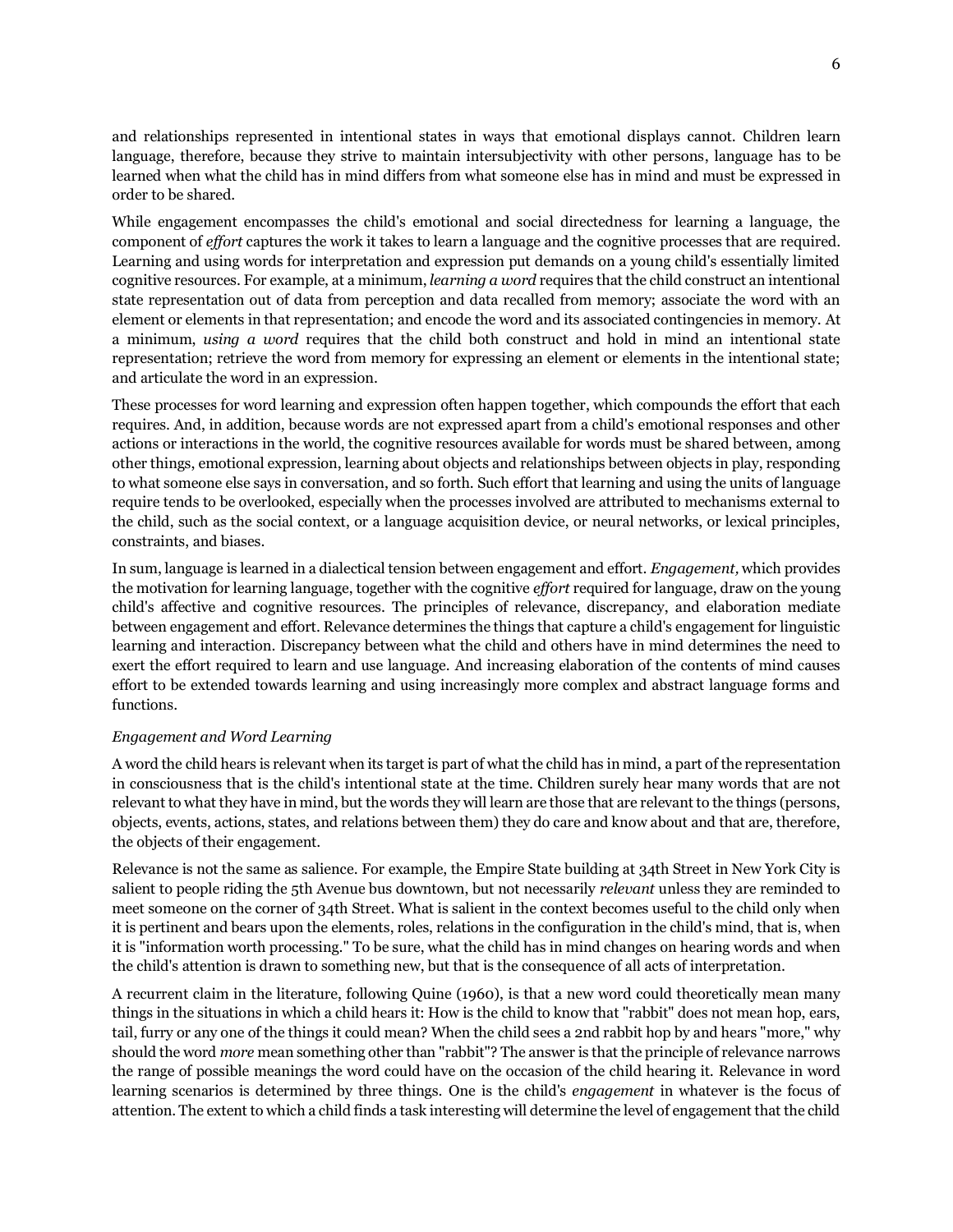and relationships represented in intentional states in ways that emotional displays cannot. Children learn language, therefore, because they strive to maintain intersubjectivity with other persons, language has to be learned when what the child has in mind differs from what someone else has in mind and must be expressed in order to be shared.

While engagement encompasses the child's emotional and social directedness for learning a language, the component of *effort* captures the work it takes to learn a language and the cognitive processes that are required. Learning and using words for interpretation and expression put demands on a young child's essentially limited cognitive resources. For example, at a minimum, *learning a word* requires that the child construct an intentional state representation out of data from perception and data recalled from memory; associate the word with an element or elements in that representation; and encode the word and its associated contingencies in memory. At a minimum, *using a word* requires that the child both construct and hold in mind an intentional state representation; retrieve the word from memory for expressing an element or elements in the intentional state; and articulate the word in an expression.

These processes for word learning and expression often happen together, which compounds the effort that each requires. And, in addition, because words are not expressed apart from a child's emotional responses and other actions or interactions in the world, the cognitive resources available for words must be shared between, among other things, emotional expression, learning about objects and relationships between objects in play, responding to what someone else says in conversation, and so forth. Such effort that learning and using the units of language require tends to be overlooked, especially when the processes involved are attributed to mechanisms external to the child, such as the social context, or a language acquisition device, or neural networks, or lexical principles, constraints, and biases.

In sum, language is learned in a dialectical tension between engagement and effort. *Engagement,* which provides the motivation for learning language, together with the cognitive *effort* required for language, draw on the young child's affective and cognitive resources. The principles of relevance, discrepancy, and elaboration mediate between engagement and effort. Relevance determines the things that capture a child's engagement for linguistic learning and interaction. Discrepancy between what the child and others have in mind determines the need to exert the effort required to learn and use language. And increasing elaboration of the contents of mind causes effort to be extended towards learning and using increasingly more complex and abstract language forms and functions.

*Engagement and Word Learning*

A word the child hears is relevant when its target is part of what the child has in mind, a part of the representation in consciousness that is the child's intentional state at the time. Children surely hear many words that are not relevant to what they have in mind, but the words they will learn are those that are relevant to the things (persons, objects, events, actions, states, and relations between them) they do care and know about and that are, therefore, the objects of their engagement.

Relevance is not the same as salience. For example, the Empire State building at 34th Street in New York City is salient to people riding the 5th Avenue bus downtown, but not necessarily *relevant* unless they are reminded to meet someone on the corner of 34th Street. What is salient in the context becomes useful to the child only when it is pertinent and bears upon the elements, roles, relations in the configuration in the child's mind, that is, when it is "information worth processing." To be sure, what the child has in mind changes on hearing words and when the child's attention is drawn to something new, but that is the consequence of all acts of interpretation.

A recurrent claim in the literature, following Quine (1960), is that a new word could theoretically mean many things in the situations in which a child hears it: How is the child to know that "rabbit" does not mean hop, ears, tail, furry or any one of the things it could mean? When the child sees a 2nd rabbit hop by and hears "more," why should the word *more* mean something other than "rabbit"? The answer is that the principle of relevance narrows the range of possible meanings the word could have on the occasion of the child hearing it. Relevance in word learning scenarios is determined by three things. One is the child's *engagement* in whatever is the focus of attention. The extent to which a child finds a task interesting will determine the level of engagement that the child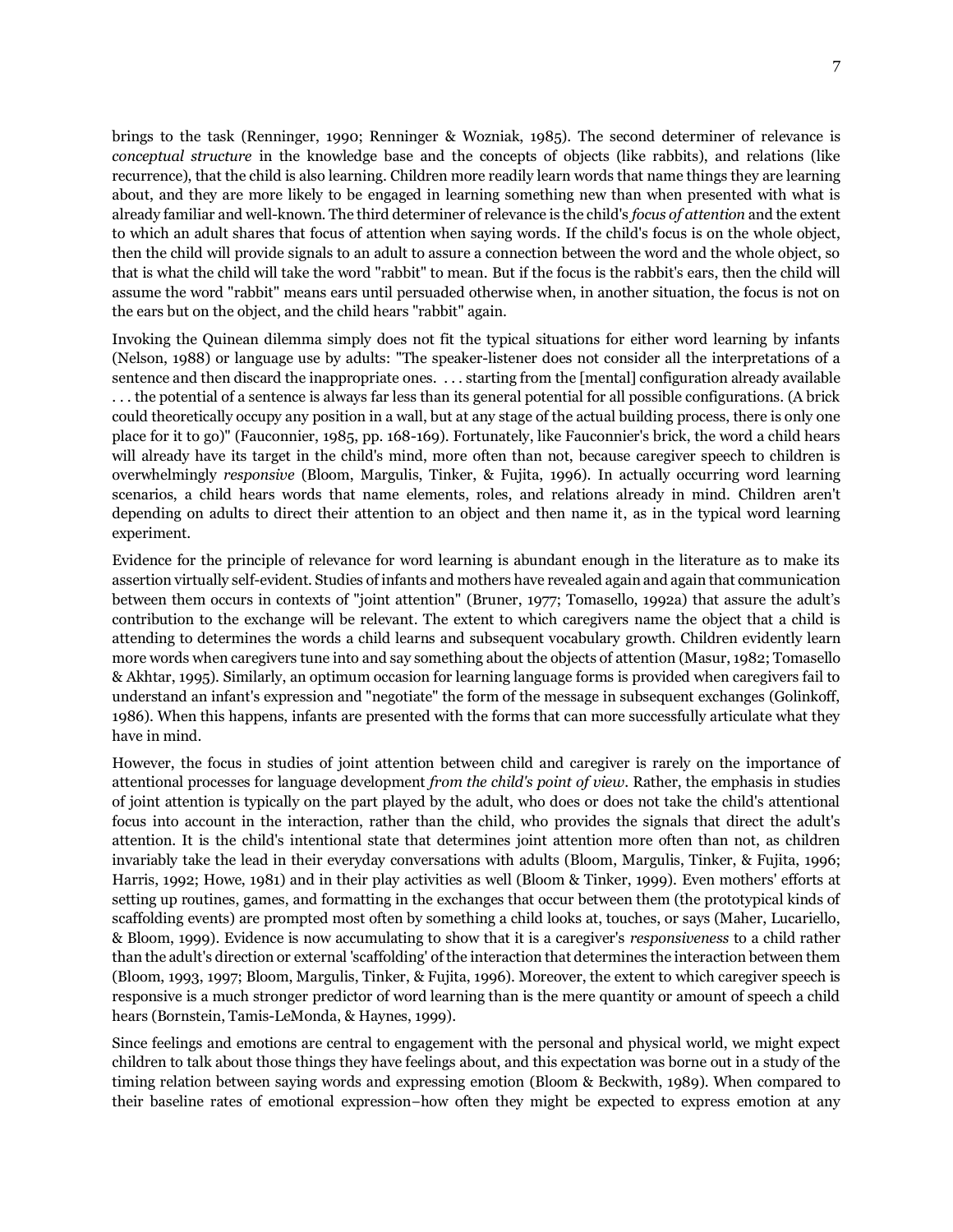brings to the task (Renninger, 1990; Renninger & Wozniak, 1985). The second determiner of relevance is *conceptual structure* in the knowledge base and the concepts of objects (like rabbits), and relations (like recurrence), that the child is also learning. Children more readily learn words that name things they are learning about, and they are more likely to be engaged in learning something new than when presented with what is already familiar and well-known. The third determiner of relevance is the child's *focus of attention* and the extent to which an adult shares that focus of attention when saying words. If the child's focus is on the whole object, then the child will provide signals to an adult to assure a connection between the word and the whole object, so that is what the child will take the word "rabbit" to mean. But if the focus is the rabbit's ears, then the child will assume the word "rabbit" means ears until persuaded otherwise when, in another situation, the focus is not on the ears but on the object, and the child hears "rabbit" again.

Invoking the Quinean dilemma simply does not fit the typical situations for either word learning by infants (Nelson, 1988) or language use by adults: "The speaker-listener does not consider all the interpretations of a sentence and then discard the inappropriate ones. . . . starting from the [mental] configuration already available . . . the potential of a sentence is always far less than its general potential for all possible configurations. (A brick could theoretically occupy any position in a wall, but at any stage of the actual building process, there is only one place for it to go)" (Fauconnier, 1985, pp. 168-169). Fortunately, like Fauconnier's brick, the word a child hears will already have its target in the child's mind, more often than not, because caregiver speech to children is overwhelmingly *responsive* (Bloom, Margulis, Tinker, & Fujita, 1996). In actually occurring word learning scenarios, a child hears words that name elements, roles, and relations already in mind. Children aren't depending on adults to direct their attention to an object and then name it, as in the typical word learning experiment.

Evidence for the principle of relevance for word learning is abundant enough in the literature as to make its assertion virtually self-evident. Studies of infants and mothers have revealed again and again that communication between them occurs in contexts of "joint attention" (Bruner, 1977; Tomasello, 1992a) that assure the adult's contribution to the exchange will be relevant. The extent to which caregivers name the object that a child is attending to determines the words a child learns and subsequent vocabulary growth. Children evidently learn more words when caregivers tune into and say something about the objects of attention (Masur, 1982; Tomasello & Akhtar, 1995). Similarly, an optimum occasion for learning language forms is provided when caregivers fail to understand an infant's expression and "negotiate" the form of the message in subsequent exchanges (Golinkoff, 1986). When this happens, infants are presented with the forms that can more successfully articulate what they have in mind.

However, the focus in studies of joint attention between child and caregiver is rarely on the importance of attentional processes for language development *from the child's point of view*. Rather, the emphasis in studies of joint attention is typically on the part played by the adult, who does or does not take the child's attentional focus into account in the interaction, rather than the child, who provides the signals that direct the adult's attention. It is the child's intentional state that determines joint attention more often than not, as children invariably take the lead in their everyday conversations with adults (Bloom, Margulis, Tinker, & Fujita, 1996; Harris, 1992; Howe, 1981) and in their play activities as well (Bloom & Tinker, 1999). Even mothers' efforts at setting up routines, games, and formatting in the exchanges that occur between them (the prototypical kinds of scaffolding events) are prompted most often by something a child looks at, touches, or says (Maher, Lucariello, & Bloom, 1999). Evidence is now accumulating to show that it is a caregiver's *responsiveness* to a child rather than the adult's direction or external 'scaffolding' of the interaction that determines the interaction between them (Bloom, 1993, 1997; Bloom, Margulis, Tinker, & Fujita, 1996). Moreover, the extent to which caregiver speech is responsive is a much stronger predictor of word learning than is the mere quantity or amount of speech a child hears (Bornstein, Tamis-LeMonda, & Haynes, 1999).

Since feelings and emotions are central to engagement with the personal and physical world, we might expect children to talk about those things they have feelings about, and this expectation was borne out in a study of the timing relation between saying words and expressing emotion (Bloom & Beckwith, 1989). When compared to their baseline rates of emotional expression–how often they might be expected to express emotion at any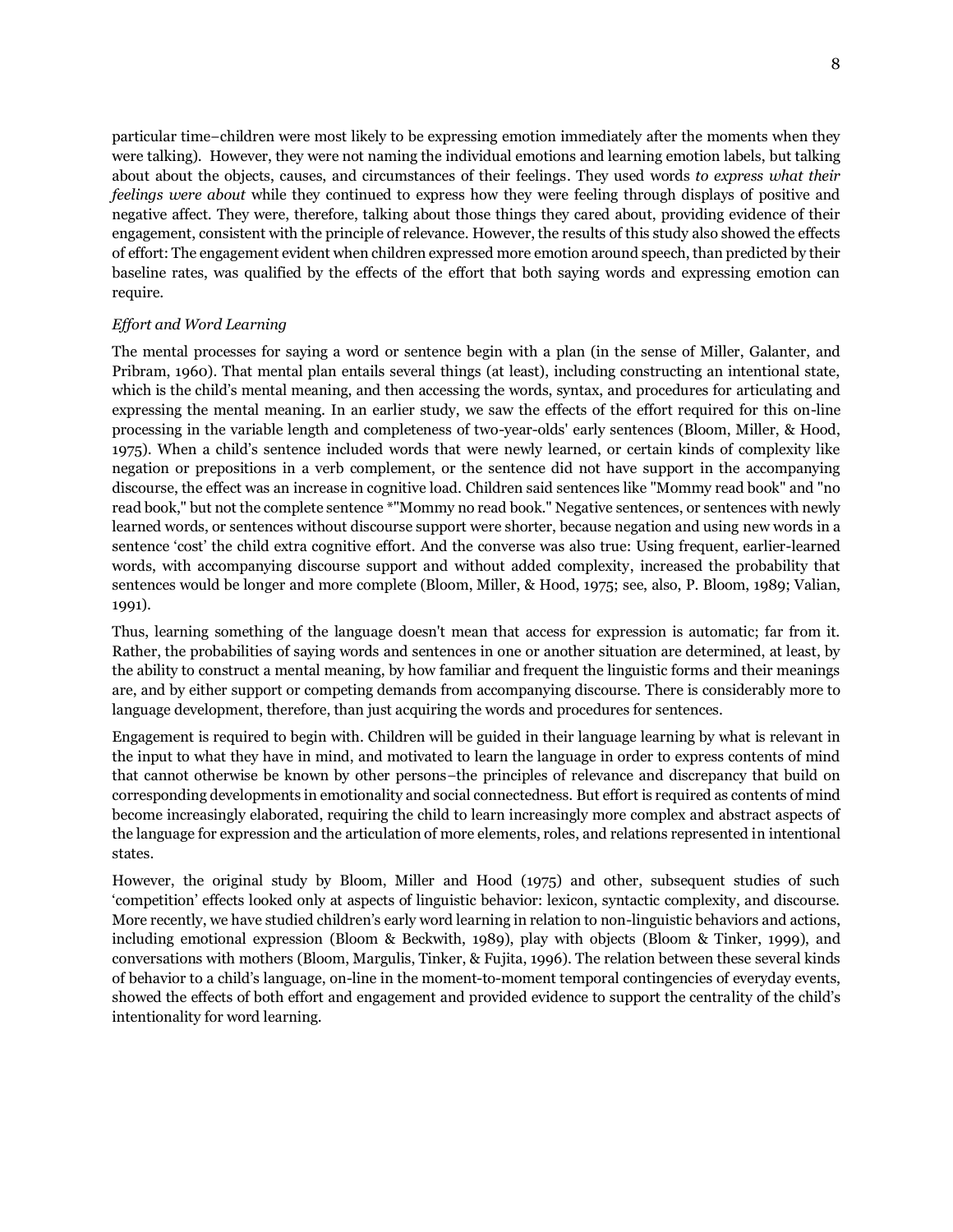particular time–children were most likely to be expressing emotion immediately after the moments when they were talking). However, they were not naming the individual emotions and learning emotion labels, but talking about about the objects, causes, and circumstances of their feelings. They used words *to express what their feelings were about* while they continued to express how they were feeling through displays of positive and negative affect. They were, therefore, talking about those things they cared about, providing evidence of their engagement, consistent with the principle of relevance. However, the results of this study also showed the effects of effort: The engagement evident when children expressed more emotion around speech, than predicted by their baseline rates, was qualified by the effects of the effort that both saying words and expressing emotion can require.

*Effort and Word Learning*

The mental processes for saying a word or sentence begin with a plan (in the sense of Miller, Galanter, and Pribram, 1960). That mental plan entails several things (at least), including constructing an intentional state, which is the child's mental meaning, and then accessing the words, syntax, and procedures for articulating and expressing the mental meaning. In an earlier study, we saw the effects of the effort required for this on-line processing in the variable length and completeness of two-year-olds' early sentences (Bloom, Miller, & Hood, 1975). When a child's sentence included words that were newly learned, or certain kinds of complexity like negation or prepositions in a verb complement, or the sentence did not have support in the accompanying discourse, the effect was an increase in cognitive load. Children said sentences like "Mommy read book" and "no read book," but not the complete sentence *"Mommy no read book." Negative sentences, or sentences with newly learned words, or sentences without discourse support were shorter, because negation and using new words in a sentence 'cost' the child extra cognitive effort. And the converse was also true: Using frequent, earlier-learned words, with accompanying discourse support and without added complexity, increased the probability that sentences would be longer and more complete (Bloom, Miller, & Hood, 1975; see, also, P. Bloom, 1989; Valian, 1991).

Thus, learning something of the language doesn't mean that access for expression is automatic; far from it. Rather, the probabilities of saying words and sentences in one or another situation are determined, at least, by the ability to construct a mental meaning, by how familiar and frequent the linguistic forms and their meanings are, and by either support or competing demands from accompanying discourse. There is considerably more to language development, therefore, than just acquiring the words and procedures for sentences.

Engagement is required to begin with. Children will be guided in their language learning by what is relevant in the input to what they have in mind, and motivated to learn the language in order to express contents of mind that cannot otherwise be known by other persons–the principles of relevance and discrepancy that build on corresponding developments in emotionality and social connectedness. But effort is required as contents of mind become increasingly elaborated, requiring the child to learn increasingly more complex and abstract aspects of the language for expression and the articulation of more elements, roles, and relations represented in intentional states.

However, the original study by Bloom, Miller and Hood (1975) and other, subsequent studies of such 'competition' effects looked only at aspects of linguistic behavior: lexicon, syntactic complexity, and discourse. More recently, we have studied children's early word learning in relation to non-linguistic behaviors and actions, including emotional expression (Bloom & Beckwith, 1989), play with objects (Bloom & Tinker, 1999), and conversations with mothers (Bloom, Margulis, Tinker, & Fujita, 1996). The relation between these several kinds of behavior to a child's language, on-line in the moment-to-moment temporal contingencies of everyday events, showed the effects of both effort and engagement and provided evidence to support the centrality of the child's intentionality for word learning.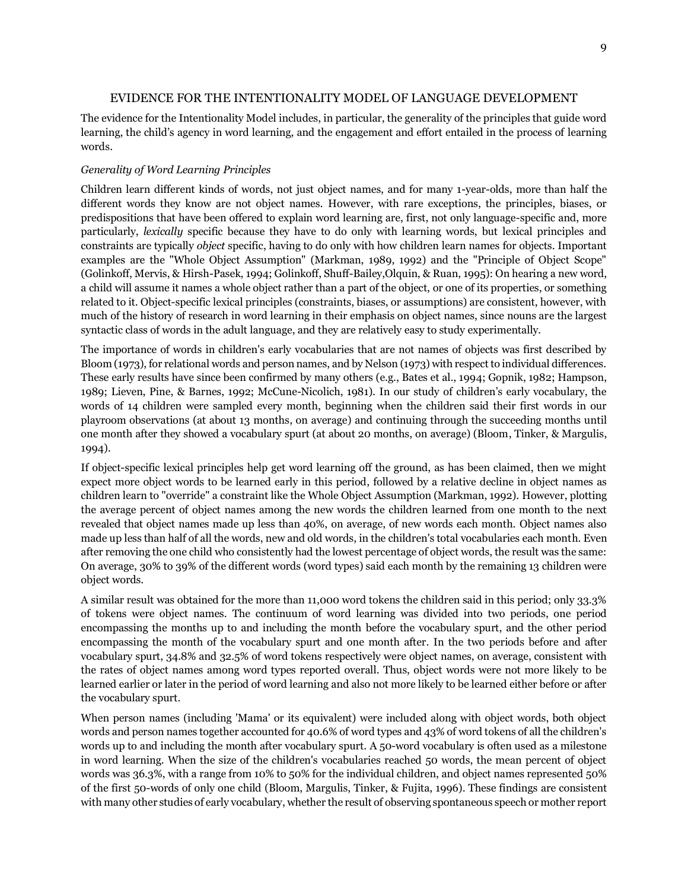## EVIDENCE FOR THE INTENTIONALITY MODEL OF LANGUAGE DEVELOPMENT

The evidence for the Intentionality Model includes, in particular, the generality of the principles that guide word learning, the child's agency in word learning, and the engagement and effort entailed in the process of learning words.

### *Generality of Word Learning Principles*

Children learn different kinds of words, not just object names, and for many 1-year-olds, more than half the different words they know are not object names. However, with rare exceptions, the principles, biases, or predispositions that have been offered to explain word learning are, first, not only language-specific and, more particularly, *lexically* specific because they have to do only with learning words, but lexical principles and constraints are typically *object* specific, having to do only with how children learn names for objects. Important examples are the "Whole Object Assumption" (Markman, 1989, 1992) and the "Principle of Object Scope" (Golinkoff, Mervis, & Hirsh-Pasek, 1994; Golinkoff, Shuff-Bailey,Olquin, & Ruan, 1995): On hearing a new word, a child will assume it names a whole object rather than a part of the object, or one of its properties, or something related to it. Object-specific lexical principles (constraints, biases, or assumptions) are consistent, however, with much of the history of research in word learning in their emphasis on object names, since nouns are the largest syntactic class of words in the adult language, and they are relatively easy to study experimentally.

The importance of words in children's early vocabularies that are not names of objects was first described by Bloom (1973), for relational words and person names, and by Nelson (1973) with respect to individual differences. These early results have since been confirmed by many others (e.g., Bates et al., 1994; Gopnik, 1982; Hampson, 1989; Lieven, Pine, & Barnes, 1992; McCune-Nicolich, 1981). In our study of children's early vocabulary, the words of 14 children were sampled every month, beginning when the children said their first words in our playroom observations (at about 13 months, on average) and continuing through the succeeding months until one month after they showed a vocabulary spurt (at about 20 months, on average) (Bloom, Tinker, & Margulis, 1994).

If object-specific lexical principles help get word learning off the ground, as has been claimed, then we might expect more object words to be learned early in this period, followed by a relative decline in object names as children learn to "override" a constraint like the Whole Object Assumption (Markman, 1992). However, plotting the average percent of object names among the new words the children learned from one month to the next revealed that object names made up less than 40%, on average, of new words each month. Object names also made up less than half of all the words, new and old words, in the children's total vocabularies each month. Even after removing the one child who consistently had the lowest percentage of object words, the result was the same: On average, 30% to 39% of the different words (word types) said each month by the remaining 13 children were object words.

A similar result was obtained for the more than 11,000 word tokens the children said in this period; only 33.3% of tokens were object names. The continuum of word learning was divided into two periods, one period encompassing the months up to and including the month before the vocabulary spurt, and the other period encompassing the month of the vocabulary spurt and one month after. In the two periods before and after vocabulary spurt, 34.8% and 32.5% of word tokens respectively were object names, on average, consistent with the rates of object names among word types reported overall. Thus, object words were not more likely to be learned earlier or later in the period of word learning and also not more likely to be learned either before or after the vocabulary spurt.

When person names (including 'Mama' or its equivalent) were included along with object words, both object words and person names together accounted for 40.6% of word types and 43% of word tokens of all the children's words up to and including the month after vocabulary spurt. A 50-word vocabulary is often used as a milestone in word learning. When the size of the children's vocabularies reached 50 words, the mean percent of object words was 36.3%, with a range from 10% to 50% for the individual children, and object names represented 50% of the first 50-words of only one child (Bloom, Margulis, Tinker, & Fujita, 1996). These findings are consistent with many other studies of early vocabulary, whether the result of observing spontaneous speech or mother report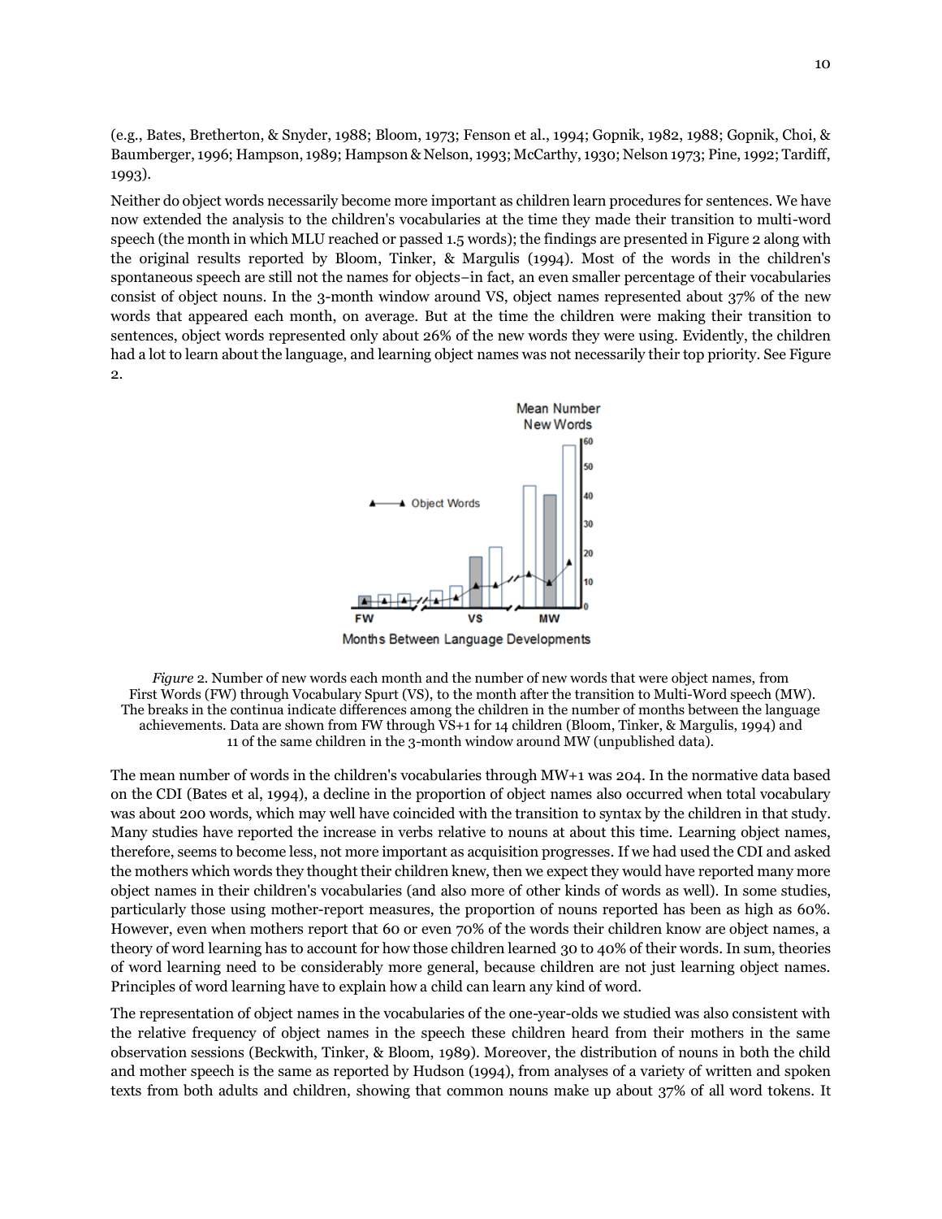(e.g., Bates, Bretherton, & Snyder, 1988; Bloom, 1973; Fenson et al., 1994; Gopnik, 1982, 1988; Gopnik, Choi, & Baumberger, 1996; Hampson, 1989; Hampson & Nelson, 1993; McCarthy, 1930; Nelson 1973; Pine, 1992; Tardiff, 1993).

Neither do object words necessarily become more important as children learn procedures for sentences. We have now extended the analysis to the children's vocabularies at the time they made their transition to multi-word speech (the month in which MLU reached or passed 1.5 words); the findings are presented in Figure 2 along with the original results reported by Bloom, Tinker, & Margulis (1994). Most of the words in the children's spontaneous speech are still not the names for objects–in fact, an even smaller percentage of their vocabularies consist of object nouns. In the 3-month window around VS, object names represented about 37% of the new words that appeared each month, on average. But at the time the children were making their transition to sentences, object words represented only about 26% of the new words they were using. Evidently, the children had a lot to learn about the language, and learning object names was not necessarily their top priority. See Figure 2.

*Figure 2*. Number of new words each month and the number of new words that were object names, from First Words (FW) through Vocabulary Spurt (VS), to the month after the transition to Multi-Word speech (MW). The breaks in the continua indicate differences among the children in the number of months between the language achievements. Data are shown from FW through VS+1 for 14 children (Bloom, Tinker, & Margulis, 1994) and 11 of the same children in the 3-month window around MW (unpublished data).

The mean number of words in the children's vocabularies through MW+1 was 204. In the normative data based on the CDI (Bates et al, 1994), a decline in the proportion of object names also occurred when total vocabulary was about 200 words, which may well have coincided with the transition to syntax by the children in that study. Many studies have reported the increase in verbs relative to nouns at about this time. Learning object names, therefore, seems to become less, not more important as acquisition progresses. If we had used the CDI and asked the mothers which words they thought their children knew, then we expect they would have reported many more object names in their children's vocabularies (and also more of other kinds of words as well). In some studies, particularly those using mother-report measures, the proportion of nouns reported has been as high as 60%. However, even when mothers report that 60 or even 70% of the words their children know are object names, a theory of word learning has to account for how those children learned 30 to 40% of their words. In sum, theories of word learning need to be considerably more general, because children are not just learning object names. Principles of word learning have to explain how a child can learn any kind of word.

The representation of object names in the vocabularies of the one-year-olds we studied was also consistent with the relative frequency of object names in the speech these children heard from their mothers in the same observation sessions (Beckwith, Tinker, & Bloom, 1989). Moreover, the distribution of nouns in both the child and mother speech is the same as reported by Hudson (1994), from analyses of a variety of written and spoken texts from both adults and children, showing that common nouns make up about 37% of all word tokens. It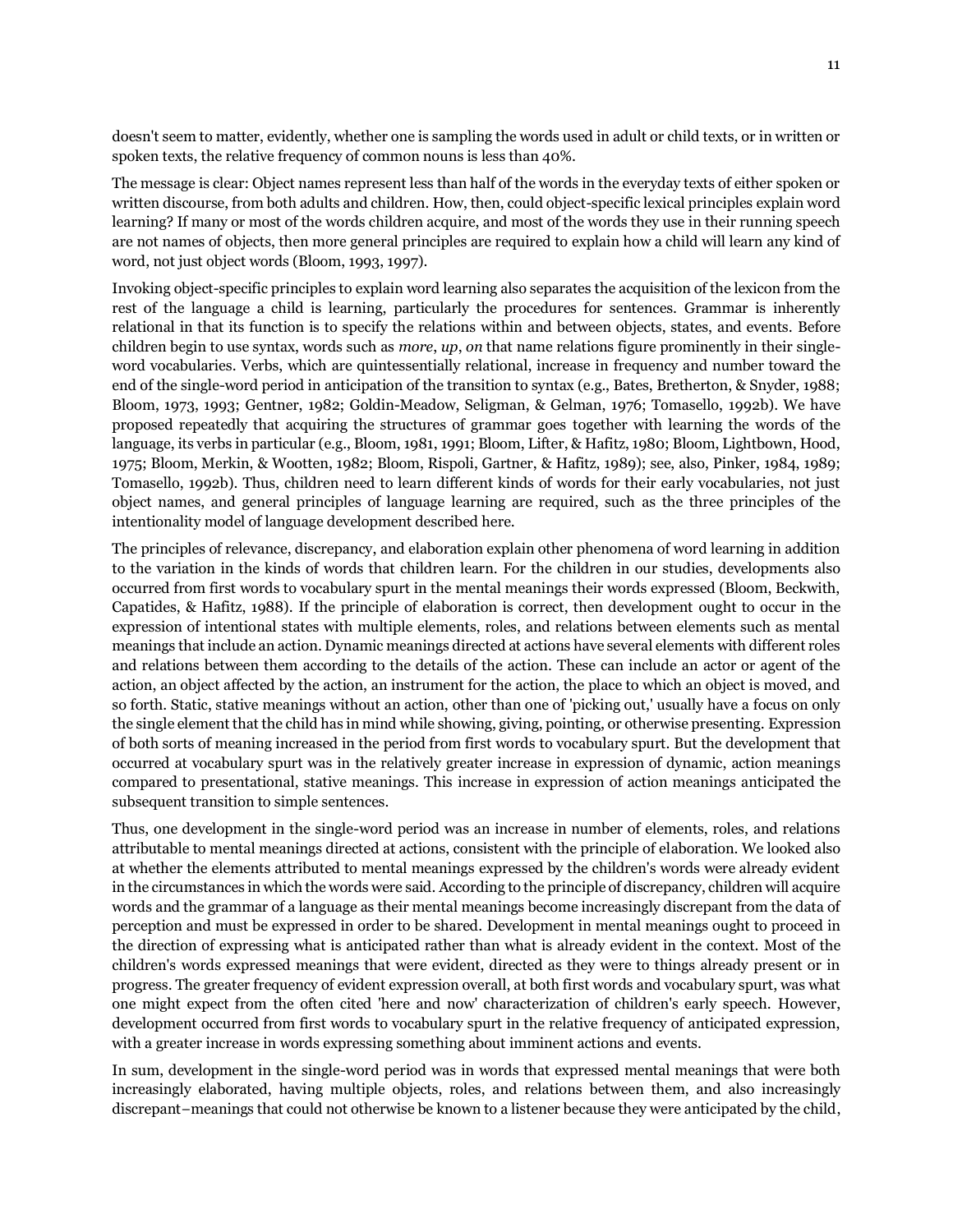doesn't seem to matter, evidently, whether one is sampling the words used in adult or child texts, or in written or spoken texts, the relative frequency of common nouns is less than 40%.

The message is clear: Object names represent less than half of the words in the everyday texts of either spoken or written discourse, from both adults and children. How, then, could object-specific lexical principles explain word learning? If many or most of the words children acquire, and most of the words they use in their running speech are not names of objects, then more general principles are required to explain how a child will learn any kind of word, not just object words (Bloom, 1993, 1997).

Invoking object-specific principles to explain word learning also separates the acquisition of the lexicon from the rest of the language a child is learning, particularly the procedures for sentences. Grammar is inherently relational in that its function is to specify the relations within and between objects, states, and events. Before children begin to use syntax, words such as *more*, *up*, *on* that name relations figure prominently in their single-word vocabularies. Verbs, which are quintessentially relational, increase in frequency and number toward the end of the single-word period in anticipation of the transition to syntax (e.g., Bates, Bretherton, & Snyder, 1988; Bloom, 1973, 1993; Gentner, 1982; Goldin-Meadow, Seligman, & Gelman, 1976; Tomasello, 1992b). We have proposed repeatedly that acquiring the structures of grammar goes together with learning the words of the language, its verbs in particular (e.g., Bloom, 1981, 1991; Bloom, Lifter, & Hafitz, 1980; Bloom, Lightbown, Hood, 1975; Bloom, Merkin, & Wootten, 1982; Bloom, Rispoli, Gartner, & Hafitz, 1989); see, also, Pinker, 1984, 1989; Tomasello, 1992b). Thus, children need to learn different kinds of words for their early vocabularies, not just object names, and general principles of language learning are required, such as the three principles of the intentionality model of language development described here.

The principles of relevance, discrepancy, and elaboration explain other phenomena of word learning in addition to the variation in the kinds of words that children learn. For the children in our studies, developments also occurred from first words to vocabulary spurt in the mental meanings their words expressed (Bloom, Beckwith, Capatides, & Hafitz, 1988). If the principle of elaboration is correct, then development ought to occur in the expression of intentional states with multiple elements, roles, and relations between elements such as mental meanings that include an action. Dynamic meanings directed at actions have several elements with different roles and relations between them according to the details of the action. These can include an actor or agent of the action, an object affected by the action, an instrument for the action, the place to which an object is moved, and so forth. Static, stative meanings without an action, other than one of 'picking out,' usually have a focus on only the single element that the child has in mind while showing, giving, pointing, or otherwise presenting. Expression of both sorts of meaning increased in the period from first words to vocabulary spurt. But the development that occurred at vocabulary spurt was in the relatively greater increase in expression of dynamic, action meanings compared to presentational, stative meanings. This increase in expression of action meanings anticipated the subsequent transition to simple sentences.

Thus, one development in the single-word period was an increase in number of elements, roles, and relations attributable to mental meanings directed at actions, consistent with the principle of elaboration. We looked also at whether the elements attributed to mental meanings expressed by the children's words were already evident in the circumstances in which the words were said. According to the principle of discrepancy, children will acquire words and the grammar of a language as their mental meanings become increasingly discrepant from the data of perception and must be expressed in order to be shared. Development in mental meanings ought to proceed in the direction of expressing what is anticipated rather than what is already evident in the context. Most of the children's words expressed meanings that were evident, directed as they were to things already present or in progress. The greater frequency of evident expression overall, at both first words and vocabulary spurt, was what one might expect from the often cited 'here and now' characterization of children's early speech. However, development occurred from first words to vocabulary spurt in the relative frequency of anticipated expression, with a greater increase in words expressing something about imminent actions and events.

In sum, development in the single-word period was in words that expressed mental meanings that were both increasingly elaborated, having multiple objects, roles, and relations between them, and also increasingly discrepant–meanings that could not otherwise be known to a listener because they were anticipated by the child,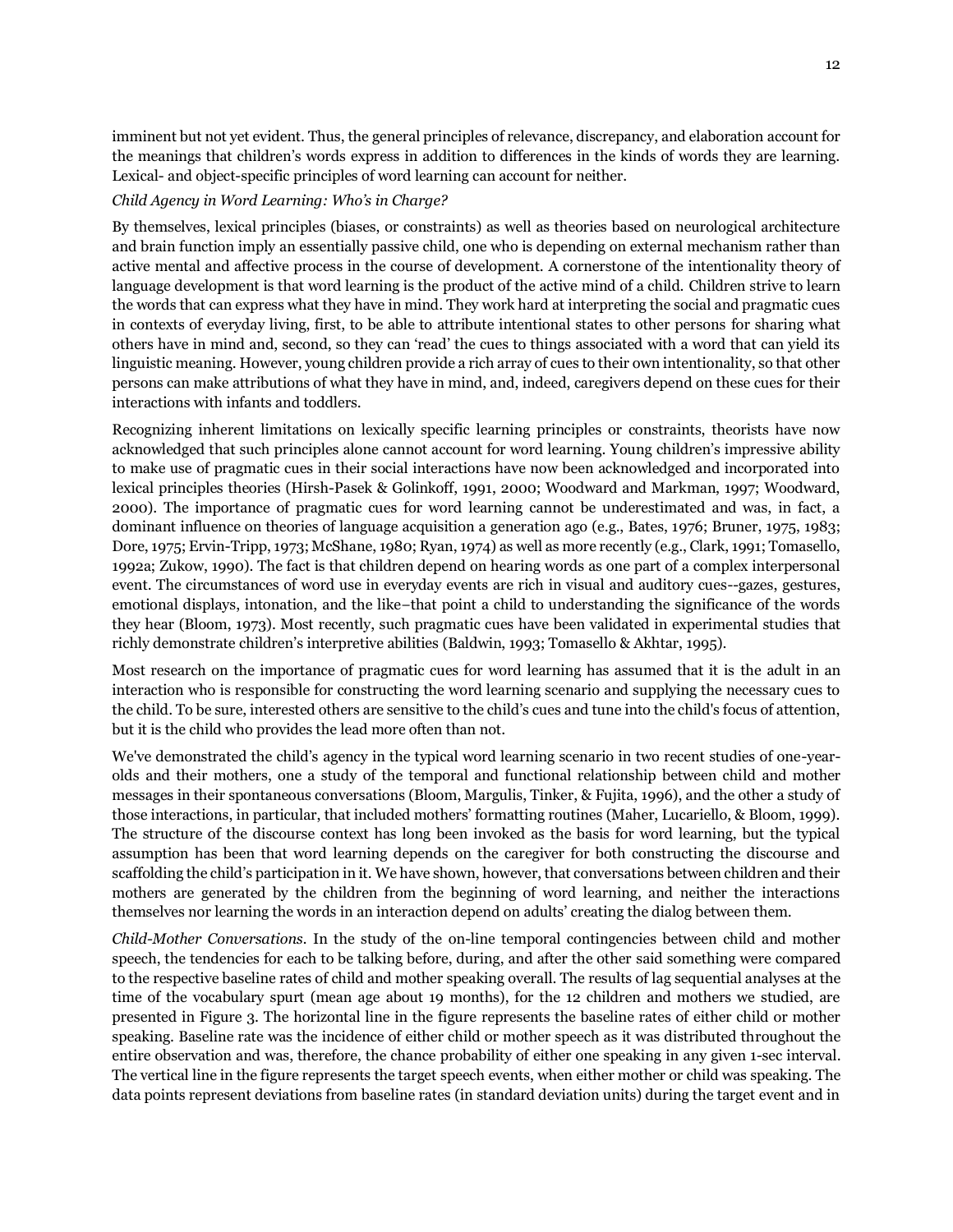imminent but not yet evident. Thus, the general principles of relevance, discrepancy, and elaboration account for the meanings that children's words express in addition to differences in the kinds of words they are learning. Lexical- and object-specific principles of word learning can account for neither.

*Child Agency in Word Learning: Who's in Charge?*

By themselves, lexical principles (biases, or constraints) as well as theories based on neurological architecture and brain function imply an essentially passive child, one who is depending on external mechanism rather than active mental and affective process in the course of development. A cornerstone of the intentionality theory of language development is that word learning is the product of the active mind of a child. Children strive to learn the words that can express what they have in mind. They work hard at interpreting the social and pragmatic cues in contexts of everyday living, first, to be able to attribute intentional states to other persons for sharing what others have in mind and, second, so they can 'read' the cues to things associated with a word that can yield its linguistic meaning. However, young children provide a rich array of cues to their own intentionality, so that other persons can make attributions of what they have in mind, and, indeed, caregivers depend on these cues for their interactions with infants and toddlers.

Recognizing inherent limitations on lexically specific learning principles or constraints, theorists have now acknowledged that such principles alone cannot account for word learning. Young children's impressive ability to make use of pragmatic cues in their social interactions have now been acknowledged and incorporated into lexical principles theories (Hirsh-Pasek & Golinkoff, 1991, 2000; Woodward and Markman, 1997; Woodward, 2000). The importance of pragmatic cues for word learning cannot be underestimated and was, in fact, a dominant influence on theories of language acquisition a generation ago (e.g., Bates, 1976; Bruner, 1975, 1983; Dore, 1975; Ervin-Tripp, 1973; McShane, 1980; Ryan, 1974) as well as more recently (e.g., Clark, 1991; Tomasello, 1992a; Zukow, 1990). The fact is that children depend on hearing words as one part of a complex interpersonal event. The circumstances of word use in everyday events are rich in visual and auditory cues--gazes, gestures, emotional displays, intonation, and the like–that point a child to understanding the significance of the words they hear (Bloom, 1973). Most recently, such pragmatic cues have been validated in experimental studies that richly demonstrate children's interpretive abilities (Baldwin, 1993; Tomasello & Akhtar, 1995).

Most research on the importance of pragmatic cues for word learning has assumed that it is the adult in an interaction who is responsible for constructing the word learning scenario and supplying the necessary cues to the child. To be sure, interested others are sensitive to the child's cues and tune into the child's focus of attention, but it is the child who provides the lead more often than not.

We've demonstrated the child's agency in the typical word learning scenario in two recent studies of one-year-olds and their mothers, one a study of the temporal and functional relationship between child and mother messages in their spontaneous conversations (Bloom, Margulis, Tinker, & Fujita, 1996), and the other a study of those interactions, in particular, that included mothers' formatting routines (Maher, Lucariello, & Bloom, 1999). The structure of the discourse context has long been invoked as the basis for word learning, but the typical assumption has been that word learning depends on the caregiver for both constructing the discourse and scaffolding the child's participation in it. We have shown, however, that conversations between children and their mothers are generated by the children from the beginning of word learning, and neither the interactions themselves nor learning the words in an interaction depend on adults' creating the dialog between them.

*Child-Mother Conversations*. In the study of the on-line temporal contingencies between child and mother speech, the tendencies for each to be talking before, during, and after the other said something were compared to the respective baseline rates of child and mother speaking overall. The results of lag sequential analyses at the time of the vocabulary spurt (mean age about 19 months), for the 12 children and mothers we studied, are presented in Figure 3. The horizontal line in the figure represents the baseline rates of either child or mother speaking. Baseline rate was the incidence of either child or mother speech as it was distributed throughout the entire observation and was, therefore, the chance probability of either one speaking in any given 1-sec interval. The vertical line in the figure represents the target speech events, when either mother or child was speaking. The data points represent deviations from baseline rates (in standard deviation units) during the target event and in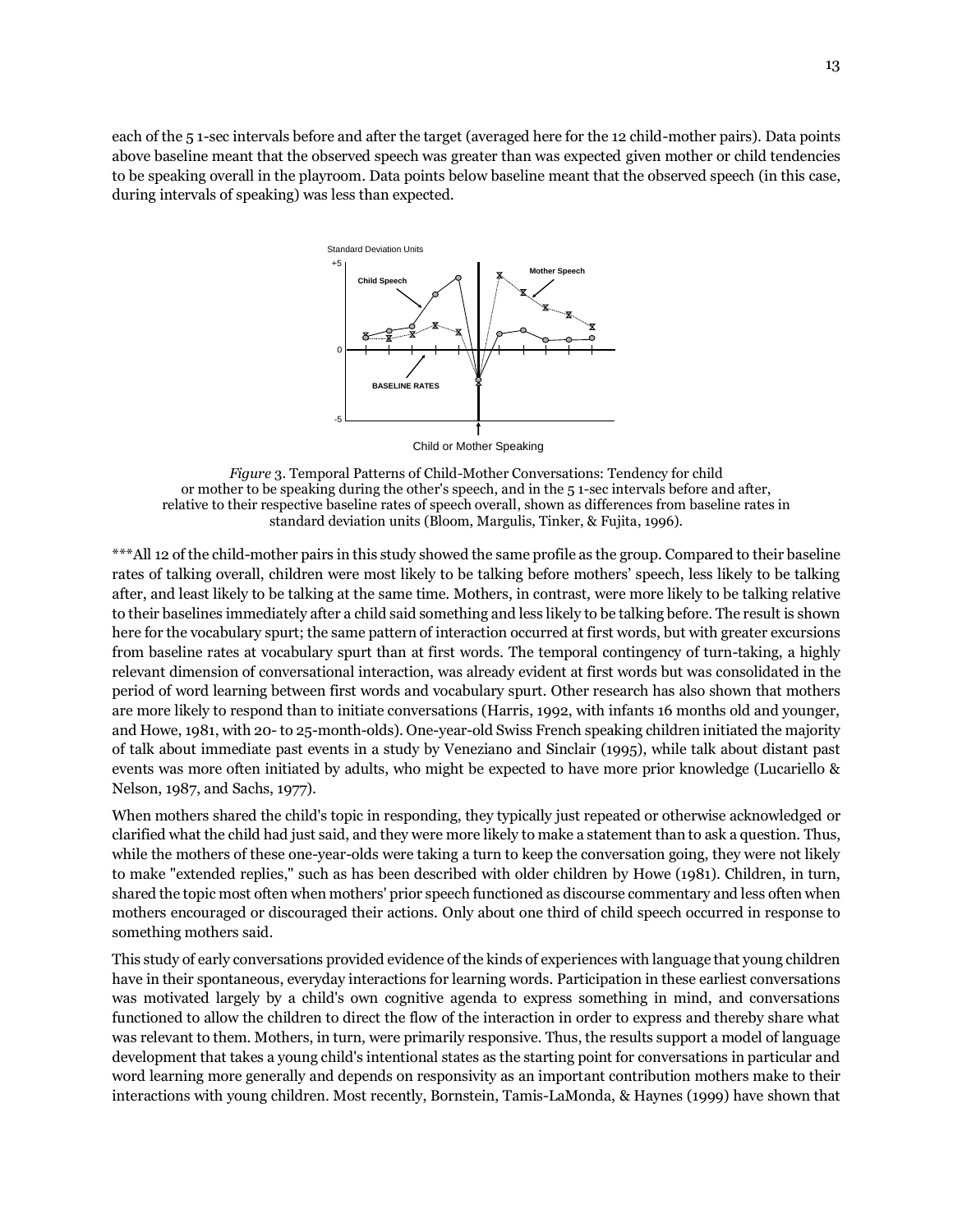each of the 5 1-sec intervals before and after the target (averaged here for the 12 child-mother pairs). Data points above baseline meant that the observed speech was greater than was expected given mother or child tendencies to be speaking overall in the playroom. Data points below baseline meant that the observed speech (in this case, during intervals of speaking) was less than expected.

*Figure* 3. Temporal Patterns of Child-Mother Conversations: Tendency for child or mother to be speaking during the other's speech, and in the 5 1-sec intervals before and after, relative to their respective baseline rates of speech overall, shown as differences from baseline rates in standard deviation units (Bloom, Margulis, Tinker, & Fujita, 1996).

***All 12 of the child-mother pairs in this study showed the same profile as the group. Compared to their baseline rates of talking overall, children were most likely to be talking before mothers' speech, less likely to be talking after, and least likely to be talking at the same time. Mothers, in contrast, were more likely to be talking relative to their baselines immediately after a child said something and less likely to be talking before. The result is shown here for the vocabulary spurt; the same pattern of interaction occurred at first words, but with greater excursions from baseline rates at vocabulary spurt than at first words. The temporal contingency of turn-taking, a highly relevant dimension of conversational interaction, was already evident at first words but was consolidated in the period of word learning between first words and vocabulary spurt. Other research has also shown that mothers are more likely to respond than to initiate conversations (Harris, 1992, with infants 16 months old and younger, and Howe, 1981, with 20- to 25-month-olds). One-year-old Swiss French speaking children initiated the majority of talk about immediate past events in a study by Veneziano and Sinclair (1995), while talk about distant past events was more often initiated by adults, who might be expected to have more prior knowledge (Lucariello & Nelson, 1987, and Sachs, 1977).

When mothers shared the child's topic in responding, they typically just repeated or otherwise acknowledged or clarified what the child had just said, and they were more likely to make a statement than to ask a question. Thus, while the mothers of these one-year-olds were taking a turn to keep the conversation going, they were not likely to make "extended replies," such as has been described with older children by Howe (1981). Children, in turn, shared the topic most often when mothers' prior speech functioned as discourse commentary and less often when mothers encouraged or discouraged their actions. Only about one third of child speech occurred in response to something mothers said.

This study of early conversations provided evidence of the kinds of experiences with language that young children have in their spontaneous, everyday interactions for learning words. Participation in these earliest conversations was motivated largely by a child's own cognitive agenda to express something in mind, and conversations functioned to allow the children to direct the flow of the interaction in order to express and thereby share what was relevant to them. Mothers, in turn, were primarily responsive. Thus, the results support a model of language development that takes a young child's intentional states as the starting point for conversations in particular and word learning more generally and depends on responsivity as an important contribution mothers make to their interactions with young children. Most recently, Bornstein, Tamis-LaMonda, & Haynes (1999) have shown that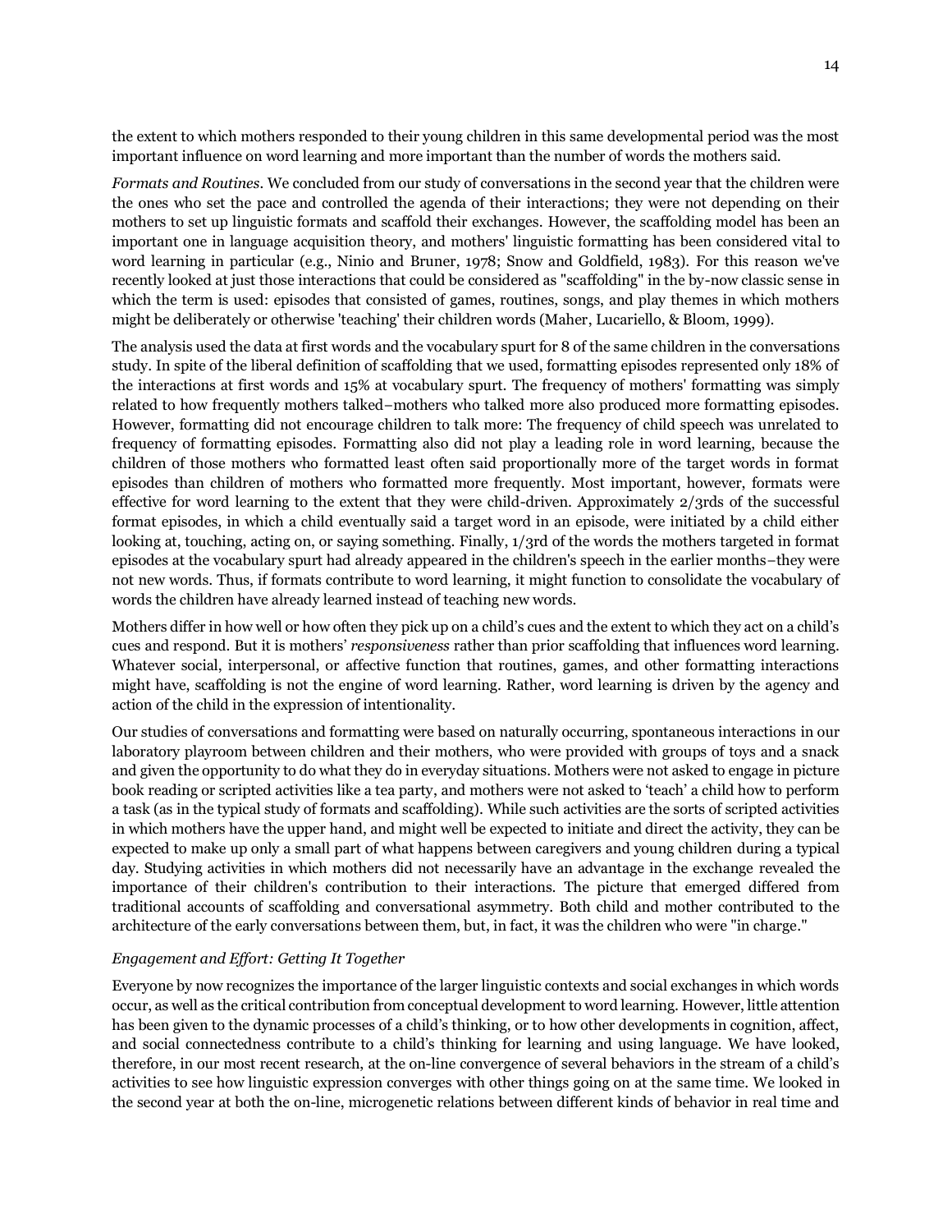the extent to which mothers responded to their young children in this same developmental period was the most important influence on word learning and more important than the number of words the mothers said.

*Formats and Routines*. We concluded from our study of conversations in the second year that the children were the ones who set the pace and controlled the agenda of their interactions; they were not depending on their mothers to set up linguistic formats and scaffold their exchanges. However, the scaffolding model has been an important one in language acquisition theory, and mothers' linguistic formatting has been considered vital to word learning in particular (e.g., Ninio and Bruner, 1978; Snow and Goldfield, 1983). For this reason we've recently looked at just those interactions that could be considered as "scaffolding" in the by-now classic sense in which the term is used: episodes that consisted of games, routines, songs, and play themes in which mothers might be deliberately or otherwise 'teaching' their children words (Maher, Lucariello, & Bloom, 1999).

The analysis used the data at first words and the vocabulary spurt for 8 of the same children in the conversations study. In spite of the liberal definition of scaffolding that we used, formatting episodes represented only 18% of the interactions at first words and 15% at vocabulary spurt. The frequency of mothers' formatting was simply related to how frequently mothers talked–mothers who talked more also produced more formatting episodes. However, formatting did not encourage children to talk more: The frequency of child speech was unrelated to frequency of formatting episodes. Formatting also did not play a leading role in word learning, because the children of those mothers who formatted least often said proportionally more of the target words in format episodes than children of mothers who formatted more frequently. Most important, however, formats were effective for word learning to the extent that they were child-driven. Approximately 2/3rds of the successful format episodes, in which a child eventually said a target word in an episode, were initiated by a child either looking at, touching, acting on, or saying something. Finally, 1/3rd of the words the mothers targeted in format episodes at the vocabulary spurt had already appeared in the children's speech in the earlier months–they were not new words. Thus, if formats contribute to word learning, it might function to consolidate the vocabulary of words the children have already learned instead of teaching new words.

Mothers differ in how well or how often they pick up on a child's cues and the extent to which they act on a child's cues and respond. But it is mothers' *responsiveness* rather than prior scaffolding that influences word learning. Whatever social, interpersonal, or affective function that routines, games, and other formatting interactions might have, scaffolding is not the engine of word learning. Rather, word learning is driven by the agency and action of the child in the expression of intentionality.

Our studies of conversations and formatting were based on naturally occurring, spontaneous interactions in our laboratory playroom between children and their mothers, who were provided with groups of toys and a snack and given the opportunity to do what they do in everyday situations. Mothers were not asked to engage in picture book reading or scripted activities like a tea party, and mothers were not asked to 'teach' a child how to perform a task (as in the typical study of formats and scaffolding). While such activities are the sorts of scripted activities in which mothers have the upper hand, and might well be expected to initiate and direct the activity, they can be expected to make up only a small part of what happens between caregivers and young children during a typical day. Studying activities in which mothers did not necessarily have an advantage in the exchange revealed the importance of their children's contribution to their interactions. The picture that emerged differed from traditional accounts of scaffolding and conversational asymmetry. Both child and mother contributed to the architecture of the early conversations between them, but, in fact, it was the children who were "in charge."

*Engagement and Effort: Getting It Together*

Everyone by now recognizes the importance of the larger linguistic contexts and social exchanges in which words occur, as well as the critical contribution from conceptual development to word learning. However, little attention has been given to the dynamic processes of a child's thinking, or to how other developments in cognition, affect, and social connectedness contribute to a child's thinking for learning and using language. We have looked, therefore, in our most recent research, at the on-line convergence of several behaviors in the stream of a child's activities to see how linguistic expression converges with other things going on at the same time. We looked in the second year at both the on-line, microgenetic relations between different kinds of behavior in real time and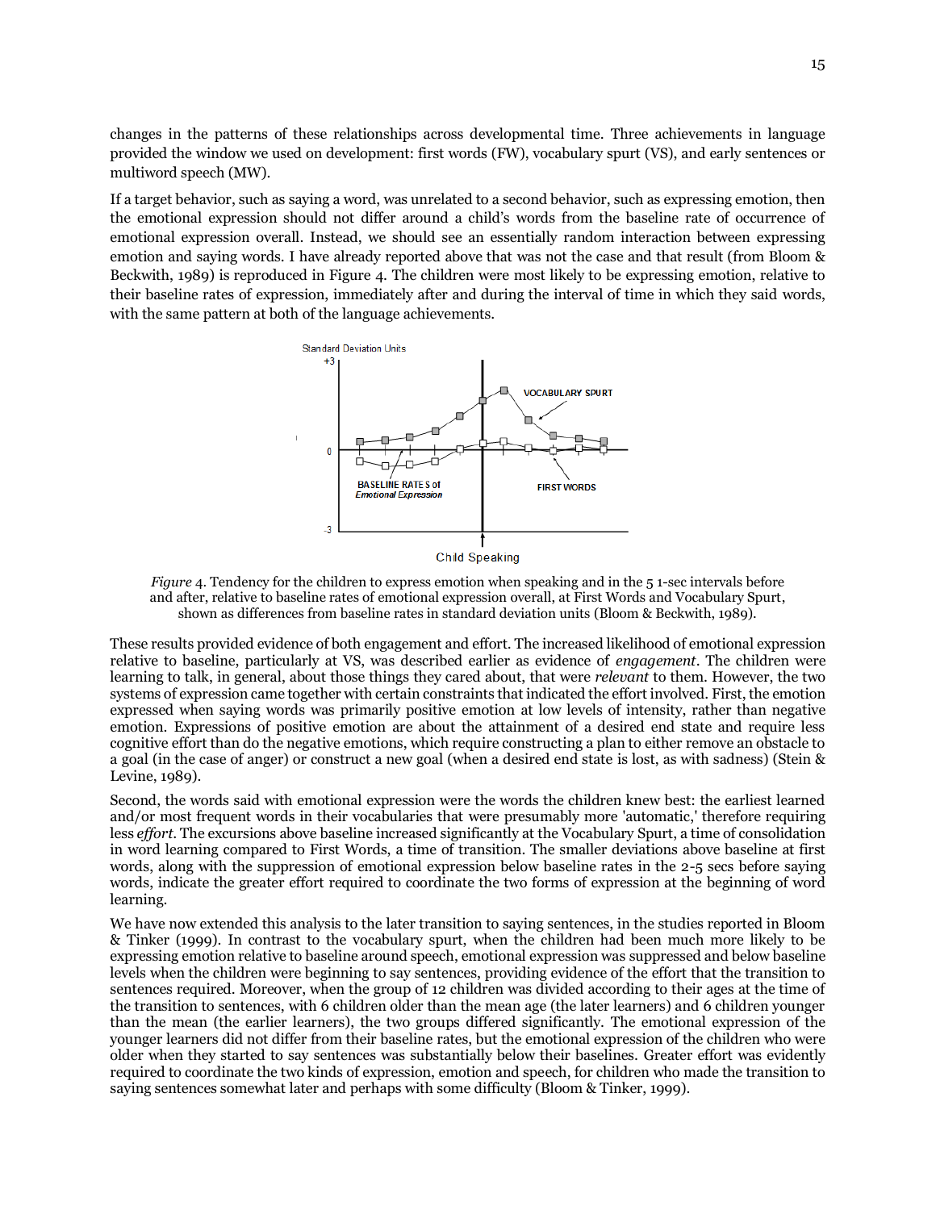changes in the patterns of these relationships across developmental time. Three achievements in language provided the window we used on development: first words (FW), vocabulary spurt (VS), and early sentences or multiword speech (MW).

If a target behavior, such as saying a word, was unrelated to a second behavior, such as expressing emotion, then the emotional expression should not differ around a child's words from the baseline rate of occurrence of emotional expression overall. Instead, we should see an essentially random interaction between expressing emotion and saying words. I have already reported above that was not the case and that result (from Bloom & Beckwith, 1989) is reproduced in Figure 4. The children were most likely to be expressing emotion, relative to their baseline rates of expression, immediately after and during the interval of time in which they said words, with the same pattern at both of the language achievements.

*Figure* 4. Tendency for the children to express emotion when speaking and in the 5 1-sec intervals before and after, relative to baseline rates of emotional expression overall, at First Words and Vocabulary Spurt, shown as differences from baseline rates in standard deviation units (Bloom & Beckwith, 1989).

These results provided evidence of both engagement and effort. The increased likelihood of emotional expression relative to baseline, particularly at VS, was described earlier as evidence of *engagement*. The children were learning to talk, in general, about those things they cared about, that were *relevant* to them. However, the two systems of expression came together with certain constraints that indicated the effort involved. First, the emotion expressed when saying words was primarily positive emotion at low levels of intensity, rather than negative emotion. Expressions of positive emotion are about the attainment of a desired end state and require less cognitive effort than do the negative emotions, which require constructing a plan to either remove an obstacle to a goal (in the case of anger) or construct a new goal (when a desired end state is lost, as with sadness) (Stein & Levine, 1989).

Second, the words said with emotional expression were the words the children knew best: the earliest learned and/or most frequent words in their vocabularies that were presumably more 'automatic,' therefore requiring less *effort*. The excursions above baseline increased significantly at the Vocabulary Spurt, a time of consolidation in word learning compared to First Words, a time of transition. The smaller deviations above baseline at first words, along with the suppression of emotional expression below baseline rates in the 2-5 secs before saying words, indicate the greater effort required to coordinate the two forms of expression at the beginning of word learning.

We have now extended this analysis to the later transition to saying sentences, in the studies reported in Bloom & Tinker (1999). In contrast to the vocabulary spurt, when the children had been much more likely to be expressing emotion relative to baseline around speech, emotional expression was suppressed and below baseline levels when the children were beginning to say sentences, providing evidence of the effort that the transition to sentences required. Moreover, when the group of 12 children was divided according to their ages at the time of the transition to sentences, with 6 children older than the mean age (the later learners) and 6 children younger than the mean (the earlier learners), the two groups differed significantly. The emotional expression of the younger learners did not differ from their baseline rates, but the emotional expression of the children who were older when they started to say sentences was substantially below their baselines. Greater effort was evidently required to coordinate the two kinds of expression, emotion and speech, for children who made the transition to saying sentences somewhat later and perhaps with some difficulty (Bloom & Tinker, 1999).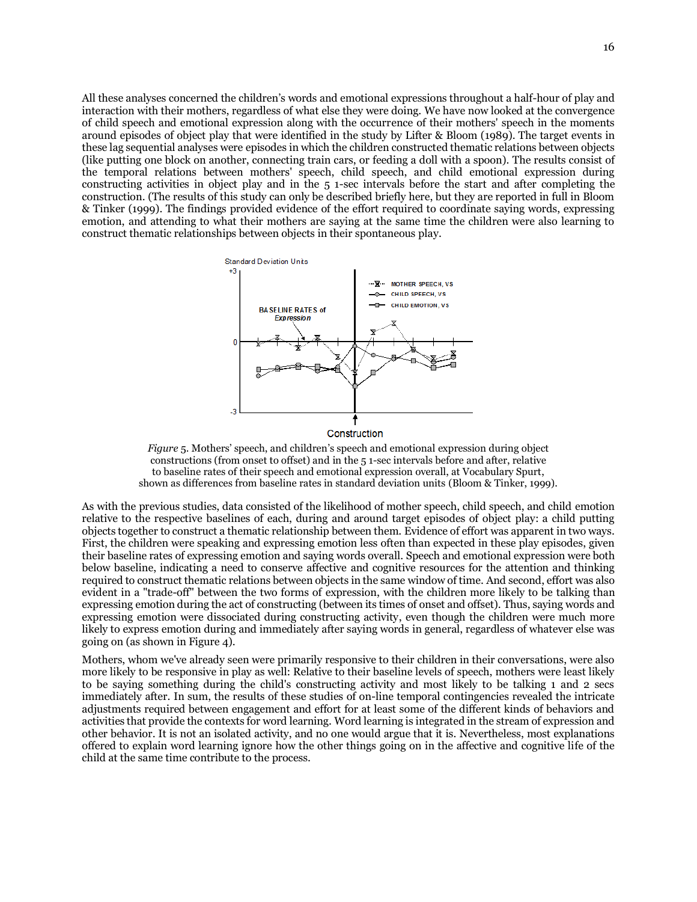All these analyses concerned the children's words and emotional expressions throughout a half-hour of play and interaction with their mothers, regardless of what else they were doing. We have now looked at the convergence of child speech and emotional expression along with the occurrence of their mothers' speech in the moments around episodes of object play that were identified in the study by Lifter & Bloom (1989). The target events in these lag sequential analyses were episodes in which the children constructed thematic relations between objects (like putting one block on another, connecting train cars, or feeding a doll with a spoon). The results consist of the temporal relations between mothers' speech, child speech, and child emotional expression during constructing activities in object play and in the 5 1-sec intervals before the start and after completing the construction. (The results of this study can only be described briefly here, but they are reported in full in Bloom & Tinker (1999). The findings provided evidence of the effort required to coordinate saying words, expressing emotion, and attending to what their mothers are saying at the same time the children were also learning to construct thematic relationships between objects in their spontaneous play.

*Figure* 5. Mothers' speech, and children's speech and emotional expression during object constructions (from onset to offset) and in the 5 1-sec intervals before and after, relative to baseline rates of their speech and emotional expression overall, at Vocabulary Spurt, shown as differences from baseline rates in standard deviation units (Bloom & Tinker, 1999).

As with the previous studies, data consisted of the likelihood of mother speech, child speech, and child emotion relative to the respective baselines of each, during and around target episodes of object play: a child putting objects together to construct a thematic relationship between them. Evidence of effort was apparent in two ways. First, the children were speaking and expressing emotion less often than expected in these play episodes, given their baseline rates of expressing emotion and saying words overall. Speech and emotional expression were both below baseline, indicating a need to conserve affective and cognitive resources for the attention and thinking required to construct thematic relations between objects in the same window of time. And second, effort was also evident in a "trade-off" between the two forms of expression, with the children more likely to be talking than expressing emotion during the act of constructing (between its times of onset and offset). Thus, saying words and expressing emotion were dissociated during constructing activity, even though the children were much more likely to express emotion during and immediately after saying words in general, regardless of whatever else was going on (as shown in Figure 4).

Mothers, whom we've already seen were primarily responsive to their children in their conversations, were also more likely to be responsive in play as well: Relative to their baseline levels of speech, mothers were least likely to be saying something during the child's constructing activity and most likely to be talking 1 and 2 secs immediately after. In sum, the results of these studies of on-line temporal contingencies revealed the intricate adjustments required between engagement and effort for at least some of the different kinds of behaviors and activities that provide the contexts for word learning. Word learning is integrated in the stream of expression and other behavior. It is not an isolated activity, and no one would argue that it is. Nevertheless, most explanations offered to explain word learning ignore how the other things going on in the affective and cognitive life of the child at the same time contribute to the process.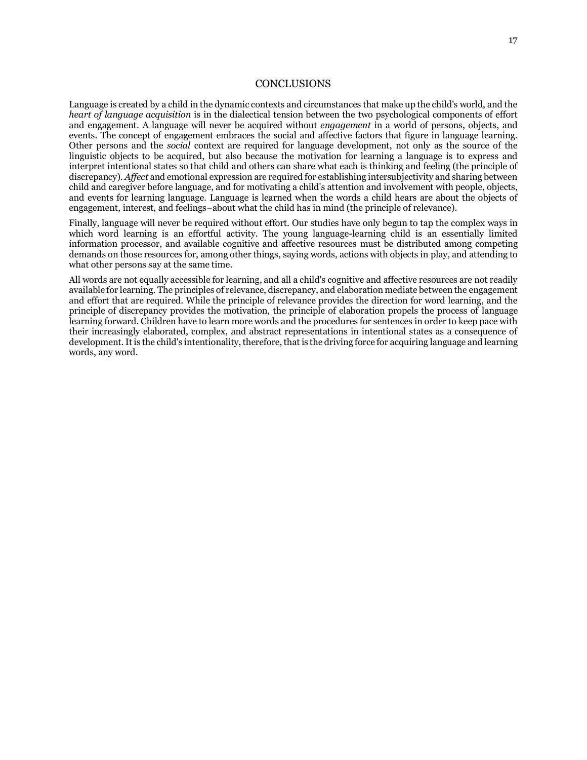# CONCLUSIONS

Language is created by a child in the dynamic contexts and circumstances that make up the child's world, and the *heart of language acquisition* is in the dialectical tension between the two psychological components of effort and engagement. A language will never be acquired without *engagement* in a world of persons, objects, and events. The concept of engagement embraces the social and affective factors that figure in language learning. Other persons and the *social* context are required for language development, not only as the source of the linguistic objects to be acquired, but also because the motivation for learning a language is to express and interpret intentional states so that child and others can share what each is thinking and feeling (the principle of discrepancy). *Affect* and emotional expression are required for establishing intersubjectivity and sharing between child and caregiver before language, and for motivating a child's attention and involvement with people, objects, and events for learning language. Language is learned when the words a child hears are about the objects of engagement, interest, and feelings–about what the child has in mind (the principle of relevance).

Finally, language will never be required without effort. Our studies have only begun to tap the complex ways in which word learning is an effortful activity. The young language-learning child is an essentially limited information processor, and available cognitive and affective resources must be distributed among competing demands on those resources for, among other things, saying words, actions with objects in play, and attending to what other persons say at the same time.

All words are not equally accessible for learning, and all a child's cognitive and affective resources are not readily available for learning. The principles of relevance, discrepancy, and elaboration mediate between the engagement and effort that are required. While the principle of relevance provides the direction for word learning, and the principle of discrepancy provides the motivation, the principle of elaboration propels the process of language learning forward. Children have to learn more words and the procedures for sentences in order to keep pace with their increasingly elaborated, complex, and abstract representations in intentional states as a consequence of development. It is the child's intentionality, therefore, that is the driving force for acquiring language and learning words, any word.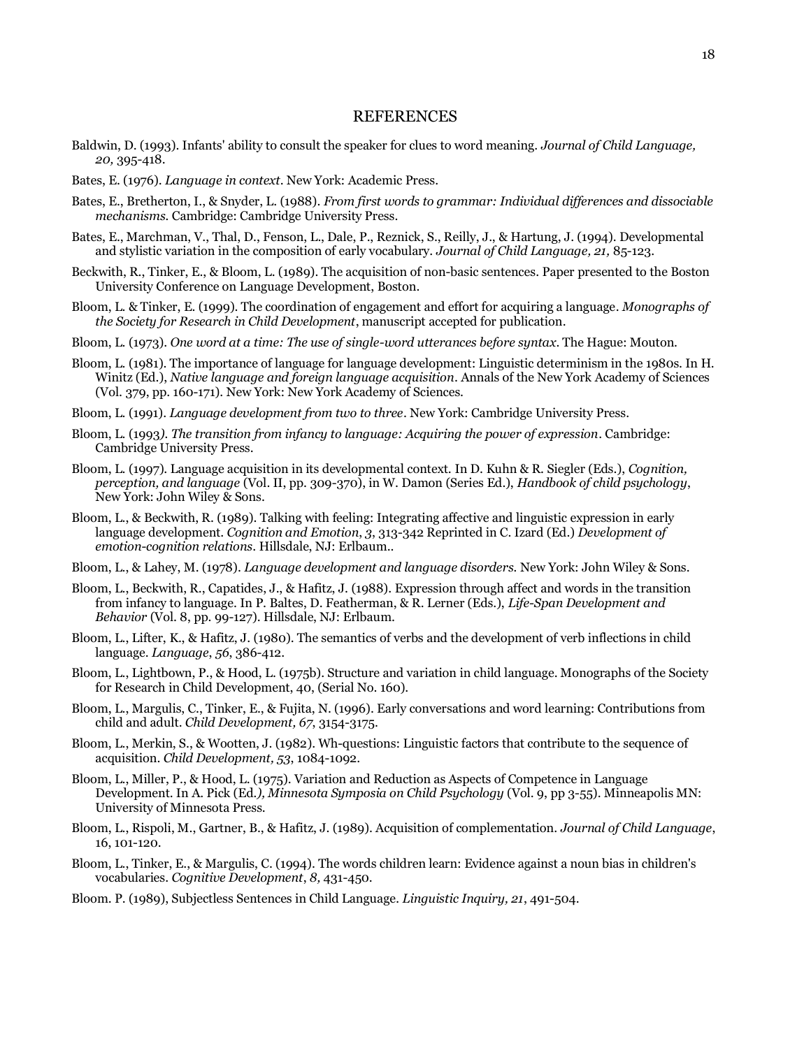# REFERENCES

Baldwin, D. (1993). Infants' ability to consult the speaker for clues to word meaning. *Journal of Child Language, 20,* 395-418.

Bates, E. (1976). *Language in context*. New York: Academic Press.

Bates, E., Bretherton, I., & Snyder, L. (1988). *From first words to grammar: Individual differences and dissociable mechanisms.* Cambridge: Cambridge University Press.

Bates, E., Marchman, V., Thal, D., Fenson, L., Dale, P., Reznick, S., Reilly, J., & Hartung, J. (1994). Developmental and stylistic variation in the composition of early vocabulary. *Journal of Child Language, 21,* 85-123.

Beckwith, R., Tinker, E., & Bloom, L. (1989). The acquisition of non-basic sentences. Paper presented to the Boston University Conference on Language Development, Boston.

Bloom, L. & Tinker, E. (1999). The coordination of engagement and effort for acquiring a language. *Monographs of the Society for Research in Child Development*, manuscript accepted for publication.

Bloom, L. (1973). *One word at a time: The use of single-word utterances before syntax*. The Hague: Mouton.

Bloom, L. (1981). The importance of language for language development: Linguistic determinism in the 1980s. In H. Winitz (Ed.), *Native language and foreign language acquisition*. Annals of the New York Academy of Sciences (Vol. 379, pp. 160-171). New York: New York Academy of Sciences.

Bloom, L. (1991). *Language development from two to three*. New York: Cambridge University Press.

Bloom, L. (1993*). The transition from infancy to language: Acquiring the power of expression*. Cambridge: Cambridge University Press.

Bloom, L. (1997). Language acquisition in its developmental context. In D. Kuhn & R. Siegler (Eds.), *Cognition, perception, and language* (Vol. II, pp. 309-370), in W. Damon (Series Ed.), *Handbook of child psychology*, New York: John Wiley & Sons.

Bloom, L., & Beckwith, R. (1989). Talking with feeling: Integrating affective and linguistic expression in early language development. *Cognition and Emotion*, *3,* 313-342 Reprinted in C. Izard (Ed.) *Development of emotion-cognition relations*. Hillsdale, NJ: Erlbaum..

Bloom, L., & Lahey, M. (1978). *Language development and language disorders.* New York: John Wiley & Sons.

Bloom, L., Beckwith, R., Capatides, J., & Hafitz, J. (1988). Expression through affect and words in the transition from infancy to language. In P. Baltes, D. Featherman, & R. Lerner (Eds.), *Life-Span Development and Behavior* (Vol. 8, pp. 99-127). Hillsdale, NJ: Erlbaum.

Bloom, L., Lifter, K., & Hafitz, J. (1980). The semantics of verbs and the development of verb inflections in child language. *Language*, *56*, 386-412.

Bloom, L., Lightbown, P., & Hood, L. (1975b). Structure and variation in child language. Monographs of the Society for Research in Child Development, 40, (Serial No. 160).

Bloom, L., Margulis, C., Tinker, E., & Fujita, N. (1996). Early conversations and word learning: Contributions from child and adult. *Child Development, 67,* 3154-3175.

Bloom, L., Merkin, S., & Wootten, J. (1982). Wh-questions: Linguistic factors that contribute to the sequence of acquisition. *Child Development, 53*, 1084-1092.

Bloom, L., Miller, P., & Hood, L. (1975). Variation and Reduction as Aspects of Competence in Language Development. In A. Pick (Ed.*), Minnesota Symposia on Child Psychology* (Vol. 9, pp 3-55). Minneapolis MN: University of Minnesota Press.

Bloom, L., Rispoli, M., Gartner, B., & Hafitz, J. (1989). Acquisition of complementation. *Journal of Child Language*, 16, 101-120.

Bloom, L., Tinker, E., & Margulis, C. (1994). The words children learn: Evidence against a noun bias in children's vocabularies. *Cognitive Development*, *8,* 431-450.

Bloom. P. (1989), Subjectless Sentences in Child Language. *Linguistic Inquiry, 21*, 491-504.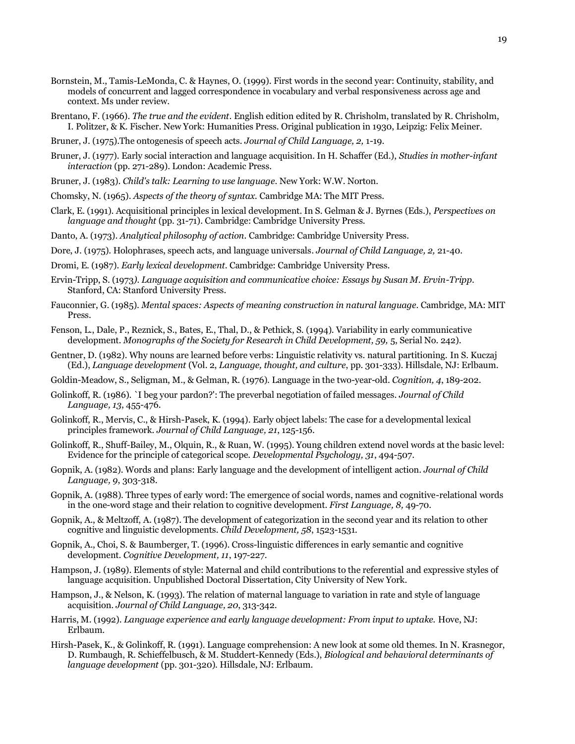Bornstein, M., Tamis-LeMonda, C. & Haynes, O. (1999). First words in the second year: Continuity, stability, and models of concurrent and lagged correspondence in vocabulary and verbal responsiveness across age and context. Ms under review.

Brentano, F. (1966). *The true and the evident*. English edition edited by R. Chrisholm, translated by R. Chrisholm, I. Politzer, & K. Fischer. New York: Humanities Press. Original publication in 1930, Leipzig: Felix Meiner.

Bruner, J. (1975).The ontogenesis of speech acts. *Journal of Child Language, 2,* 1-19.

Bruner, J. (1977). Early social interaction and language acquisition. In H. Schaffer (Ed.), *Studies in mother-infant interaction* (pp. 271-289). London: Academic Press.

Bruner, J. (1983). *Child's talk: Learning to use language*. New York: W.W. Norton.

Chomsky, N. (1965). *Aspects of the theory of syntax.* Cambridge MA: The MIT Press.

Clark, E. (1991). Acquisitional principles in lexical development. In S. Gelman & J. Byrnes (Eds.), *Perspectives on language and thought* (pp. 31-71). Cambridge: Cambridge University Press.

Danto, A. (1973). *Analytical philosophy of action*. Cambridge: Cambridge University Press.

Dore, J. (1975). Holophrases, speech acts, and language universals. *Journal of Child Language, 2,* 21-40.

Dromi, E. (1987). *Early lexical development*. Cambridge: Cambridge University Press.

Ervin-Tripp, S. (1973*). Language acquisition and communicative choice: Essays by Susan M. Ervin-Tripp*. Stanford, CA: Stanford University Press.

Fauconnier, G. (1985). *Mental spaces: Aspects of meaning construction in natural language*. Cambridge, MA: MIT Press.

Fenson, L., Dale, P., Reznick, S., Bates, E., Thal, D., & Pethick, S. (1994). Variability in early communicative development. *Monographs of the Society for Research in Child Development, 59,* 5, Serial No. 242).

Gentner, D. (1982). Why nouns are learned before verbs: Linguistic relativity vs. natural partitioning. In S. Kuczaj (Ed.), *Language development* (Vol. 2, *Language, thought, and culture*, pp. 301-333). Hillsdale, NJ: Erlbaum.

Goldin-Meadow, S., Seligman, M., & Gelman, R. (1976). Language in the two-year-old. *Cognition, 4*, 189-202.

Golinkoff, R. (1986). `I beg your pardon?': The preverbal negotiation of failed messages. *Journal of Child Language, 13*, 455-476.

Golinkoff, R., Mervis, C., & Hirsh-Pasek, K. (1994). Early object labels: The case for a developmental lexical principles framework. *Journal of Child Language, 21*, 125-156.

Golinkoff, R., Shuff-Bailey, M., Olquin, R., & Ruan, W. (1995). Young children extend novel words at the basic level: Evidence for the principle of categorical scope. *Developmental Psychology, 31*, 494-507.

Gopnik, A. (1982). Words and plans: Early language and the development of intelligent action. *Journal of Child Language, 9*, 303-318.

Gopnik, A. (1988). Three types of early word: The emergence of social words, names and cognitive-relational words in the one-word stage and their relation to cognitive development. *First Language, 8,* 49-70.

Gopnik, A., & Meltzoff, A. (1987). The development of categorization in the second year and its relation to other cognitive and linguistic developments. *Child Development, 58*, 1523-1531.

Gopnik, A., Choi, S. & Baumberger, T. (1996). Cross-linguistic differences in early semantic and cognitive development. *Cognitive Development, 11*, 197-227.

Hampson, J. (1989). Elements of style: Maternal and child contributions to the referential and expressive styles of language acquisition. Unpublished Doctoral Dissertation, City University of New York.

Hampson, J., & Nelson, K. (1993). The relation of maternal language to variation in rate and style of language acquisition. *Journal of Child Language, 20*, 313-342.

Harris, M. (1992). *Language experience and early language development: From input to uptake.* Hove, NJ: Erlbaum.

Hirsh-Pasek, K., & Golinkoff, R. (1991). Language comprehension: A new look at some old themes. In N. Krasnegor, D. Rumbaugh, R. Schieffelbusch, & M. Studdert-Kennedy (Eds.), *Biological and behavioral determinants of language development* (pp. 301-320). Hillsdale, NJ: Erlbaum.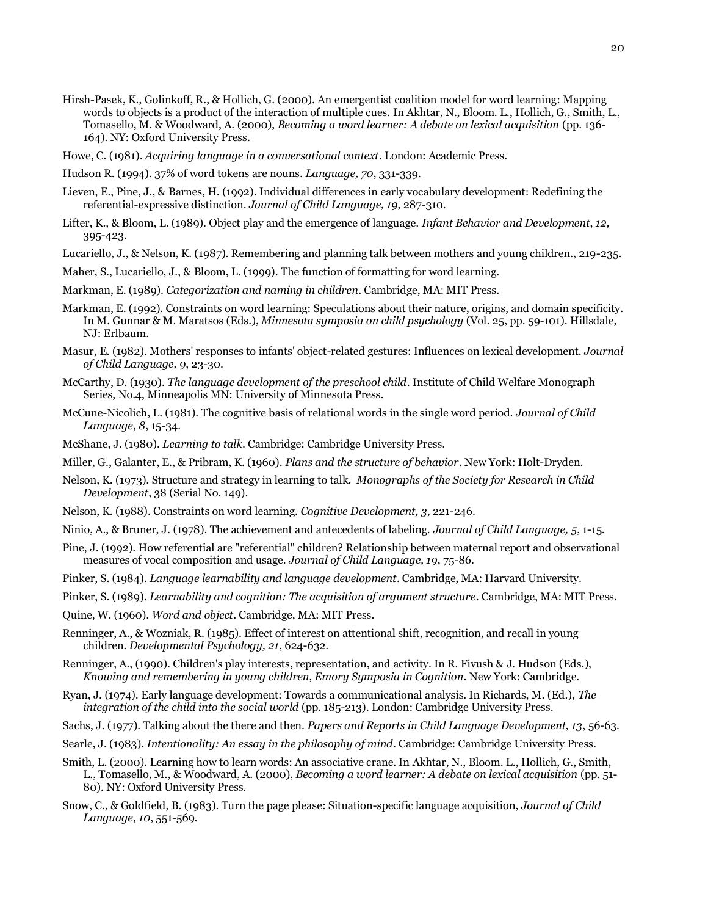Hirsh-Pasek, K., Golinkoff, R., & Hollich, G. (2000). An emergentist coalition model for word learning: Mapping words to objects is a product of the interaction of multiple cues. In Akhtar, N., Bloom. L., Hollich, G., Smith, L., Tomasello, M. & Woodward, A. (2000), *Becoming a word learner: A debate on lexical acquisition* (pp. 136-164). NY: Oxford University Press.

Howe, C. (1981). *Acquiring language in a conversational context*. London: Academic Press.

Hudson R. (1994). 37% of word tokens are nouns. *Language, 70*, 331-339.

Lieven, E., Pine, J., & Barnes, H. (1992). Individual differences in early vocabulary development: Redefining the referential-expressive distinction. *Journal of Child Language, 19*, 287-310.

Lifter, K., & Bloom, L. (1989). Object play and the emergence of language. *Infant Behavior and Development*, *12,* 395-423.

Lucariello, J., & Nelson, K. (1987). Remembering and planning talk between mothers and young children., 219-235.

Maher, S., Lucariello, J., & Bloom, L. (1999). The function of formatting for word learning.

Markman, E. (1989). *Categorization and naming in children*. Cambridge, MA: MIT Press.

Markman, E. (1992). Constraints on word learning: Speculations about their nature, origins, and domain specificity. In M. Gunnar & M. Maratsos (Eds.), *Minnesota symposia on child psychology* (Vol. 25, pp. 59-101). Hillsdale, NJ: Erlbaum.

Masur, E. (1982). Mothers' responses to infants' object-related gestures: Influences on lexical development. *Journal of Child Language, 9*, 23-30.

McCarthy, D. (1930). *The language development of the preschool child*. Institute of Child Welfare Monograph Series, No.4, Minneapolis MN: University of Minnesota Press.

McCune-Nicolich, L. (1981). The cognitive basis of relational words in the single word period. *Journal of Child Language, 8*, 15-34.

McShane, J. (1980). *Learning to talk*. Cambridge: Cambridge University Press.

Miller, G., Galanter, E., & Pribram, K. (1960). *Plans and the structure of behavior*. New York: Holt-Dryden.

Nelson, K. (1973). Structure and strategy in learning to talk. *Monographs of the Society for Research in Child Development*, 38 (Serial No. 149).

Nelson, K. (1988). Constraints on word learning. *Cognitive Development, 3*, 221-246.

Ninio, A., & Bruner, J. (1978). The achievement and antecedents of labeling. *Journal of Child Language, 5*, 1-15.

Pine, J. (1992). How referential are "referential" children? Relationship between maternal report and observational measures of vocal composition and usage. *Journal of Child Language, 19*, 75-86.

Pinker, S. (1984). *Language learnability and language development*. Cambridge, MA: Harvard University.

Pinker, S. (1989). *Learnability and cognition: The acquisition of argument structure*. Cambridge, MA: MIT Press.

Quine, W. (1960). *Word and object*. Cambridge, MA: MIT Press.

Renninger, A., & Wozniak, R. (1985). Effect of interest on attentional shift, recognition, and recall in young children. *Developmental Psychology, 21*, 624-632.

Renninger, A., (1990). Children's play interests, representation, and activity. In R. Fivush & J. Hudson (Eds.), *Knowing and remembering in young children, Emory Symposia in Cognition*. New York: Cambridge.

Ryan, J. (1974). Early language development: Towards a communicational analysis. In Richards, M. (Ed.), *The integration of the child into the social world* (pp. 185-213). London: Cambridge University Press.

Sachs, J. (1977). Talking about the there and then. *Papers and Reports in Child Language Development, 13*, 56-63.

Searle, J. (1983). *Intentionality: An essay in the philosophy of mind*. Cambridge: Cambridge University Press.

Smith, L. (2000). Learning how to learn words: An associative crane. In Akhtar, N., Bloom. L., Hollich, G., Smith, L., Tomasello, M., & Woodward, A. (2000), *Becoming a word learner: A debate on lexical acquisition* (pp. 51-80). NY: Oxford University Press.

Snow, C., & Goldfield, B. (1983). Turn the page please: Situation-specific language acquisition, *Journal of Child Language, 10*, 551-569.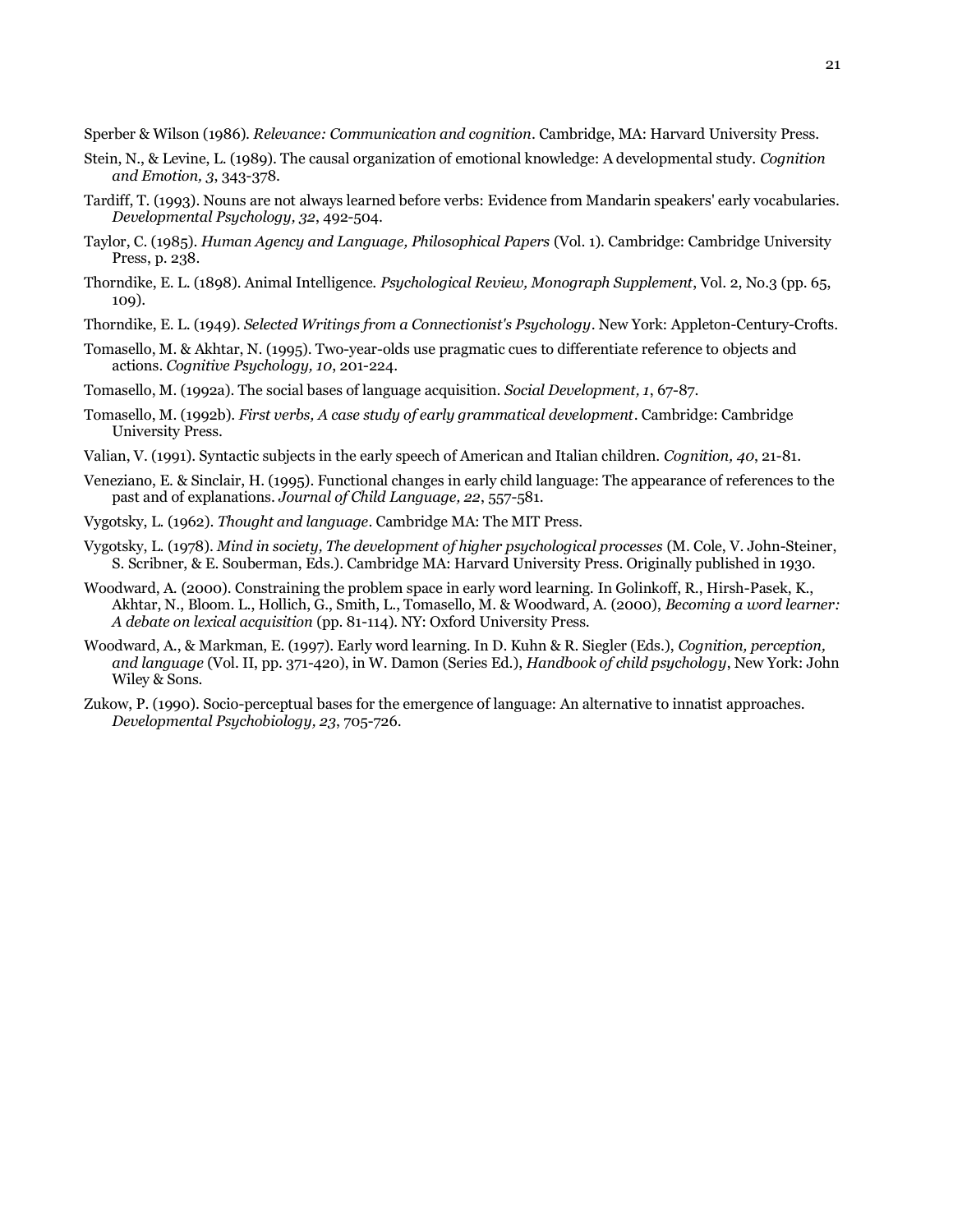Sperber & Wilson (1986). *Relevance: Communication and cognition*. Cambridge, MA: Harvard University Press.

Stein, N., & Levine, L. (1989). The causal organization of emotional knowledge: A developmental study. *Cognition and Emotion, 3*, 343-378.

Tardiff, T. (1993). Nouns are not always learned before verbs: Evidence from Mandarin speakers' early vocabularies. *Developmental Psychology, 32*, 492-504.

Taylor, C. (1985). *Human Agency and Language, Philosophical Papers* (Vol. 1). Cambridge: Cambridge University Press, p. 238.

Thorndike, E. L. (1898). Animal Intelligence. *Psychological Review, Monograph Supplement*, Vol. 2, No.3 (pp. 65, 109).

Thorndike, E. L. (1949). *Selected Writings from a Connectionist's Psychology*. New York: Appleton-Century-Crofts.

Tomasello, M. & Akhtar, N. (1995). Two-year-olds use pragmatic cues to differentiate reference to objects and actions. *Cognitive Psychology, 10*, 201-224.

Tomasello, M. (1992a). The social bases of language acquisition. *Social Development, 1*, 67-87.

Tomasello, M. (1992b). *First verbs, A case study of early grammatical development*. Cambridge: Cambridge University Press.

Valian, V. (1991). Syntactic subjects in the early speech of American and Italian children. *Cognition, 40*, 21-81.

Veneziano, E. & Sinclair, H. (1995). Functional changes in early child language: The appearance of references to the past and of explanations. *Journal of Child Language, 22*, 557-581.

Vygotsky, L. (1962). *Thought and language*. Cambridge MA: The MIT Press.

Vygotsky, L. (1978). *Mind in society, The development of higher psychological processes* (M. Cole, V. John-Steiner, S. Scribner, & E. Souberman, Eds.). Cambridge MA: Harvard University Press. Originally published in 1930.

Woodward, A. (2000). Constraining the problem space in early word learning. In Golinkoff, R., Hirsh-Pasek, K., Akhtar, N., Bloom. L., Hollich, G., Smith, L., Tomasello, M. & Woodward, A. (2000), *Becoming a word learner: A debate on lexical acquisition* (pp. 81-114). NY: Oxford University Press.

Woodward, A., & Markman, E. (1997). Early word learning. In D. Kuhn & R. Siegler (Eds.), *Cognition, perception, and language* (Vol. II, pp. 371-420), in W. Damon (Series Ed.), *Handbook of child psychology*, New York: John Wiley & Sons.

Zukow, P. (1990). Socio-perceptual bases for the emergence of language: An alternative to innatist approaches. *Developmental Psychobiology, 23*, 705-726.